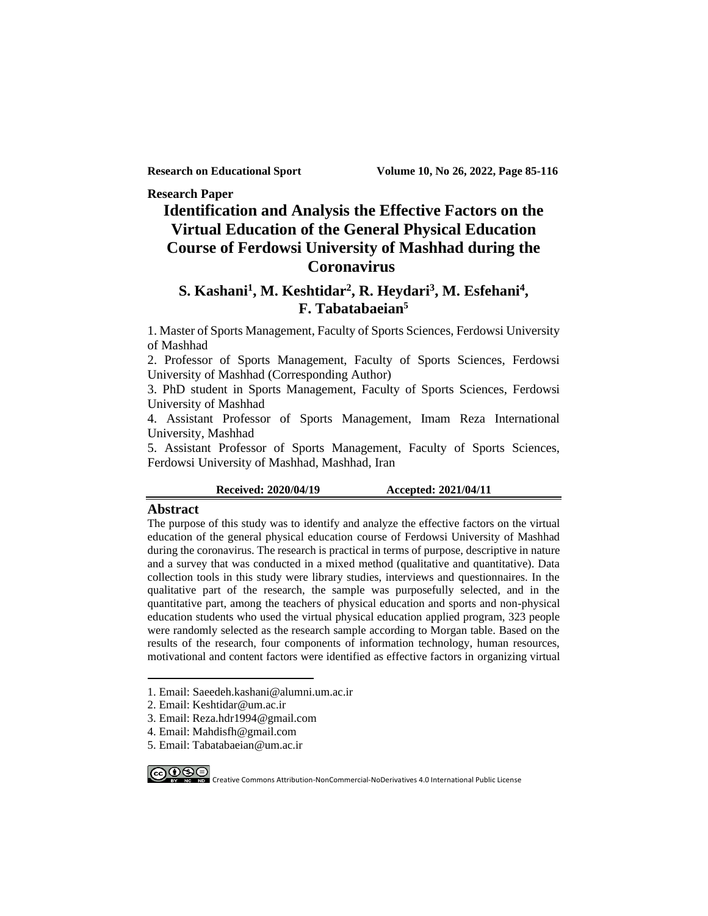**Research Paper**

# Identification and Analysis the Effective Factors on the Virtual Education of the General Physical Education Course of Ferdowsi University of Mashhad during the Coronavirus

## S. Kashani[1], M. Keshtidar[2], R. Heydari[3], M. Esfehani[4], F. Tabatabaeian[5]

1. Master of Sports Management, Faculty of Sports Sciences, Ferdowsi University of Mashhad
2. Professor of Sports Management, Faculty of Sports Sciences, Ferdowsi University of Mashhad (Corresponding Author)
3. PhD student in Sports Management, Faculty of Sports Sciences, Ferdowsi University of Mashhad
4. Assistant Professor of Sports Management, Imam Reza International University, Mashhad
5. Assistant Professor of Sports Management, Faculty of Sports Sciences, Ferdowsi University of Mashhad, Mashhad, Iran

**Received: 2020/04/19** **Accepted: 2021/04/11**

## Abstract

The purpose of this study was to identify and analyze the effective factors on the virtual education of the general physical education course of Ferdowsi University of Mashhad during the coronavirus. The research is practical in terms of purpose, descriptive in nature and a survey that was conducted in a mixed method (qualitative and quantitative). Data collection tools in this study were library studies, interviews and questionnaires. In the qualitative part of the research, the sample was purposefully selected, and in the quantitative part, among the teachers of physical education and sports and non-physical education students who used the virtual physical education applied program, 323 people were randomly selected as the research sample according to Morgan table. Based on the results of the research, four components of information technology, human resources, motivational and content factors were identified as effective factors in organizing virtual

---

1. Email: Saeedeh.kashani@alumni.um.ac.ir
2. Email: Keshtidar@um.ac.ir
3. Email: Reza.hdr1994@gmail.com
4. Email: Mahdisfh@gmail.com
5. Email: Tabatabaeian@um.ac.ir

Creative Commons Attribution-NonCommercial-NoDerivatives 4.0 International Public License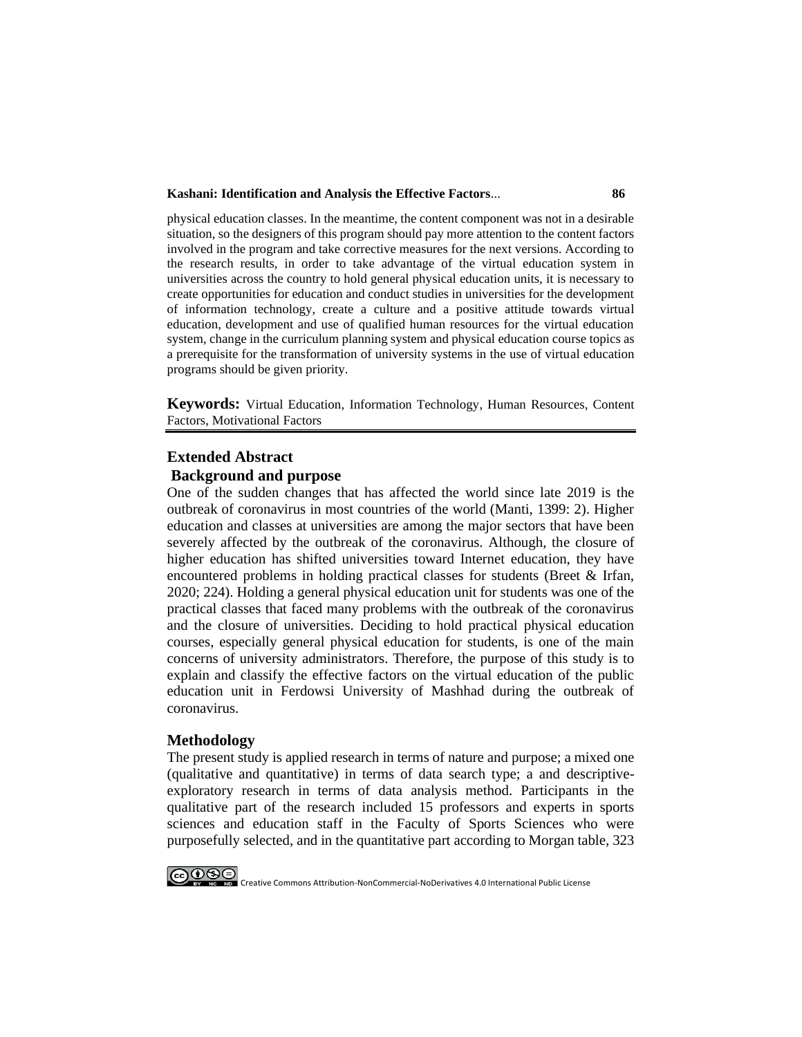physical education classes. In the meantime, the content component was not in a desirable situation, so the designers of this program should pay more attention to the content factors involved in the program and take corrective measures for the next versions. According to the research results, in order to take advantage of the virtual education system in universities across the country to hold general physical education units, it is necessary to create opportunities for education and conduct studies in universities for the development of information technology, create a culture and a positive attitude towards virtual education, development and use of qualified human resources for the virtual education system, change in the curriculum planning system and physical education course topics as a prerequisite for the transformation of university systems in the use of virtual education programs should be given priority.

**Keywords:** Virtual Education, Information Technology, Human Resources, Content Factors, Motivational Factors

## Extended Abstract

### Background and purpose

One of the sudden changes that has affected the world since late 2019 is the outbreak of coronavirus in most countries of the world (Manti, 1399: 2). Higher education and classes at universities are among the major sectors that have been severely affected by the outbreak of the coronavirus. Although, the closure of higher education has shifted universities toward Internet education, they have encountered problems in holding practical classes for students (Breet & Irfan, 2020; 224). Holding a general physical education unit for students was one of the practical classes that faced many problems with the outbreak of the coronavirus and the closure of universities. Deciding to hold practical physical education courses, especially general physical education for students, is one of the main concerns of university administrators. Therefore, the purpose of this study is to explain and classify the effective factors on the virtual education of the public education unit in Ferdowsi University of Mashhad during the outbreak of coronavirus.

### Methodology

The present study is applied research in terms of nature and purpose; a mixed one (qualitative and quantitative) in terms of data search type; a and descriptive-exploratory research in terms of data analysis method. Participants in the qualitative part of the research included 15 professors and experts in sports sciences and education staff in the Faculty of Sports Sciences who were purposefully selected, and in the quantitative part according to Morgan table, 323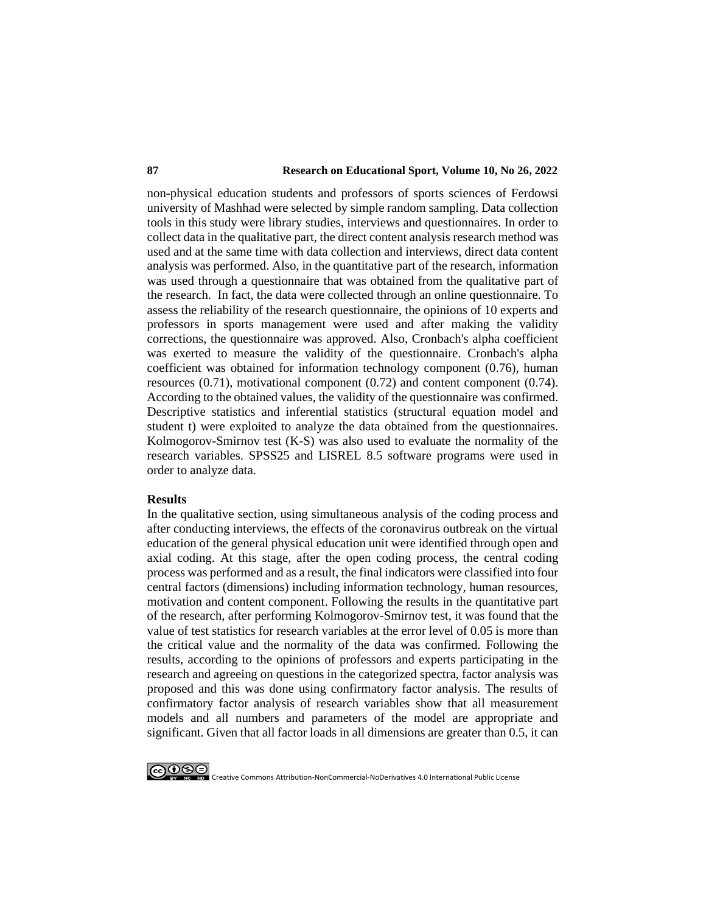non-physical education students and professors of sports sciences of Ferdowsi university of Mashhad were selected by simple random sampling. Data collection tools in this study were library studies, interviews and questionnaires. In order to collect data in the qualitative part, the direct content analysis research method was used and at the same time with data collection and interviews, direct data content analysis was performed. Also, in the quantitative part of the research, information was used through a questionnaire that was obtained from the qualitative part of the research. In fact, the data were collected through an online questionnaire. To assess the reliability of the research questionnaire, the opinions of 10 experts and professors in sports management were used and after making the validity corrections, the questionnaire was approved. Also, Cronbach's alpha coefficient was exerted to measure the validity of the questionnaire. Cronbach's alpha coefficient was obtained for information technology component (0.76), human resources (0.71), motivational component (0.72) and content component (0.74). According to the obtained values, the validity of the questionnaire was confirmed. Descriptive statistics and inferential statistics (structural equation model and student t) were exploited to analyze the data obtained from the questionnaires. Kolmogorov-Smirnov test (K-S) was also used to evaluate the normality of the research variables. SPSS25 and LISREL 8.5 software programs were used in order to analyze data.

## Results

In the qualitative section, using simultaneous analysis of the coding process and after conducting interviews, the effects of the coronavirus outbreak on the virtual education of the general physical education unit were identified through open and axial coding. At this stage, after the open coding process, the central coding process was performed and as a result, the final indicators were classified into four central factors (dimensions) including information technology, human resources, motivation and content component. Following the results in the quantitative part of the research, after performing Kolmogorov-Smirnov test, it was found that the value of test statistics for research variables at the error level of 0.05 is more than the critical value and the normality of the data was confirmed. Following the results, according to the opinions of professors and experts participating in the research and agreeing on questions in the categorized spectra, factor analysis was proposed and this was done using confirmatory factor analysis. The results of confirmatory factor analysis of research variables show that all measurement models and all numbers and parameters of the model are appropriate and significant. Given that all factor loads in all dimensions are greater than 0.5, it can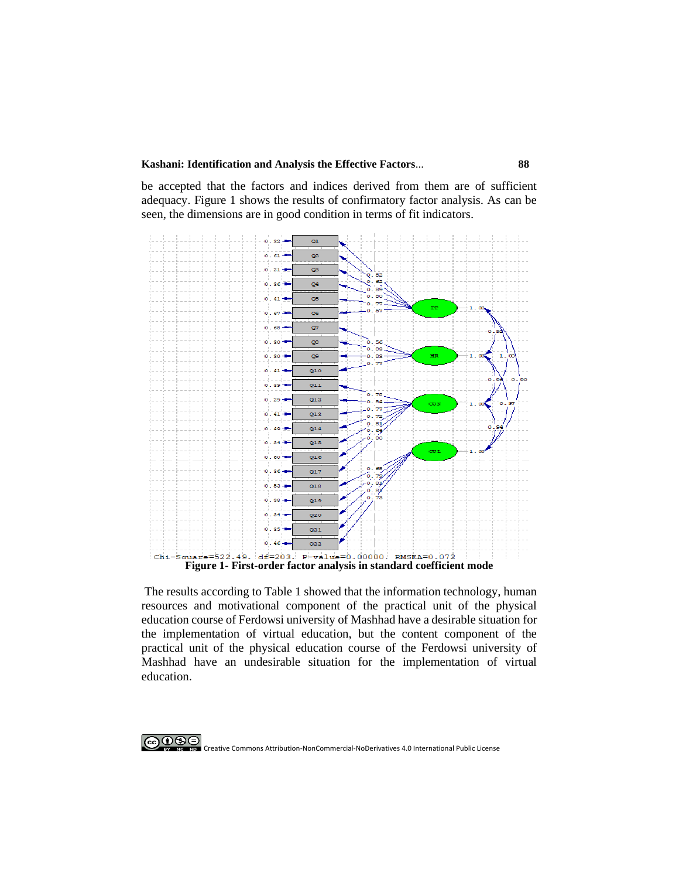be accepted that the factors and indices derived from them are of sufficient adequacy. Figure 1 shows the results of confirmatory factor analysis. As can be seen, the dimensions are in good condition in terms of fit indicators.

Chi-Square=522.49, df=203, P-value=0.00000, RMSEA=0.072

**Figure 1- First-order factor analysis in standard coefficient mode**

The results according to Table 1 showed that the information technology, human resources and motivational component of the practical unit of the physical education course of Ferdowsi university of Mashhad have a desirable situation for the implementation of virtual education, but the content component of the practical unit of the physical education course of the Ferdowsi university of Mashhad have an undesirable situation for the implementation of virtual education.

Creative Commons Attribution-NonCommercial-NoDerivatives 4.0 International Public License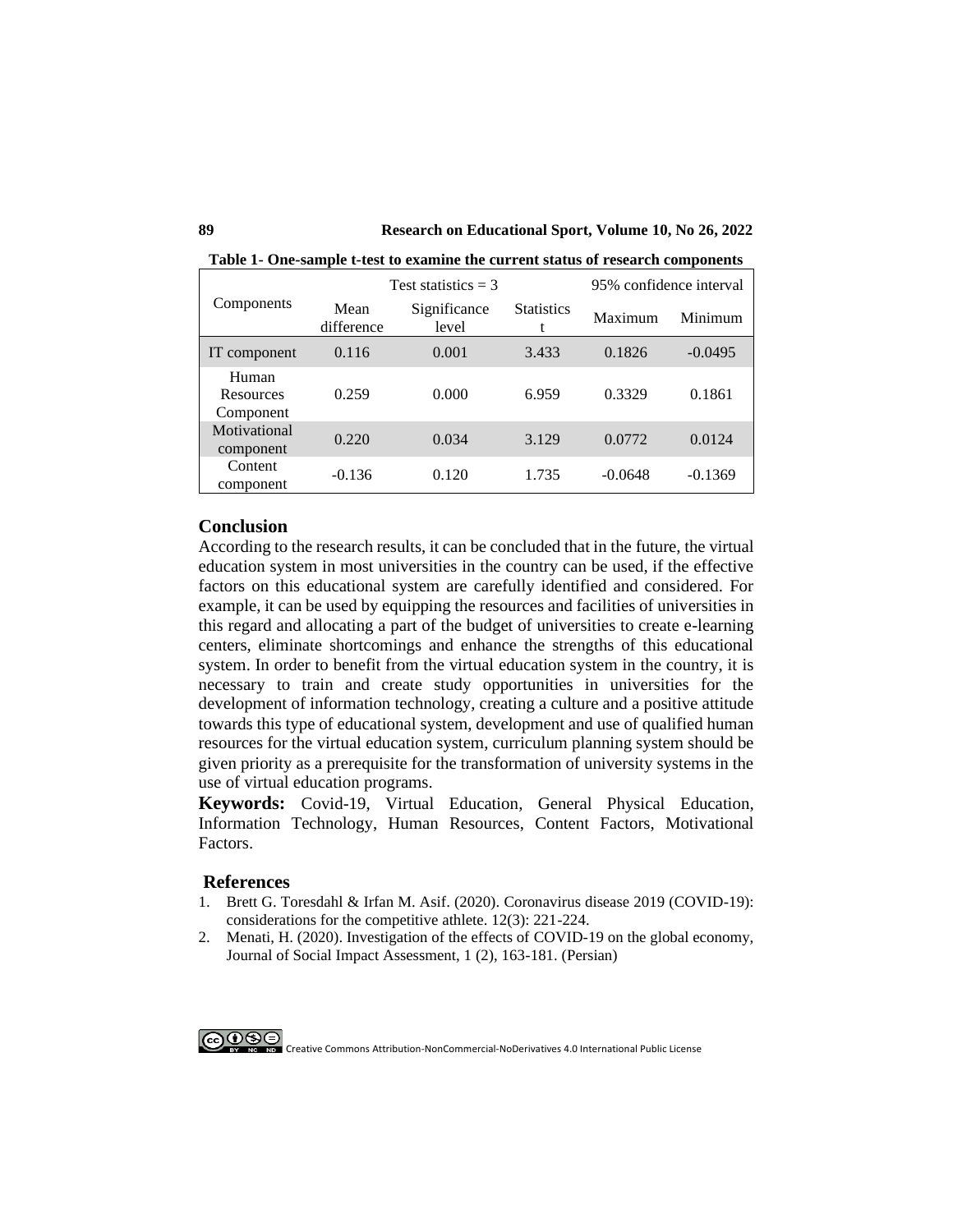**Table 1- One-sample t-test to examine the current status of research components**

| Components | Test statistics = 3 | | | 95% confidence interval | |
|---|---|---|---|---|---|
| | Mean difference | Significance level | Statistics t | Maximum | Minimum |
| IT component | 0.116 | 0.001 | 3.433 | 0.1826 | -0.0495 |
| Human Resources Component | 0.259 | 0.000 | 6.959 | 0.3329 | 0.1861 |
| Motivational component | 0.220 | 0.034 | 3.129 | 0.0772 | 0.0124 |
| Content component | -0.136 | 0.120 | 1.735 | -0.0648 | -0.1369 |

## Conclusion

According to the research results, it can be concluded that in the future, the virtual education system in most universities in the country can be used, if the effective factors on this educational system are carefully identified and considered. For example, it can be used by equipping the resources and facilities of universities in this regard and allocating a part of the budget of universities to create e-learning centers, eliminate shortcomings and enhance the strengths of this educational system. In order to benefit from the virtual education system in the country, it is necessary to train and create study opportunities in universities for the development of information technology, creating a culture and a positive attitude towards this type of educational system, development and use of qualified human resources for the virtual education system, curriculum planning system should be given priority as a prerequisite for the transformation of university systems in the use of virtual education programs.

**Keywords:** Covid-19, Virtual Education, General Physical Education, Information Technology, Human Resources, Content Factors, Motivational Factors.

## References

1. Brett G. Toresdahl & Irfan M. Asif. (2020). Coronavirus disease 2019 (COVID-19): considerations for the competitive athlete. 12(3): 221-224.
2. Menati, H. (2020). Investigation of the effects of COVID-19 on the global economy, Journal of Social Impact Assessment, 1 (2), 163-181. (Persian)

Creative Commons Attribution-NonCommercial-NoDerivatives 4.0 International Public License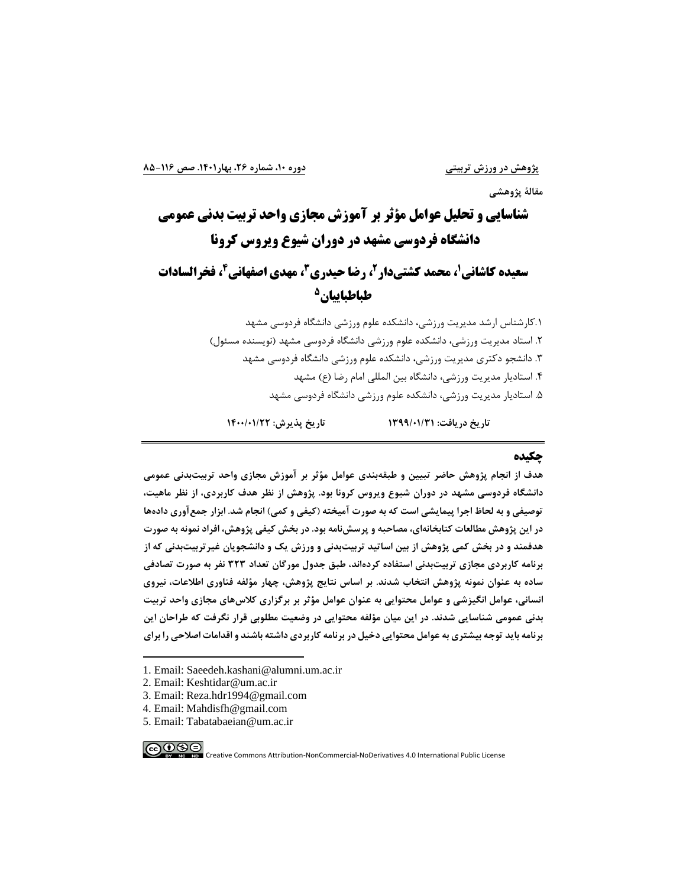مقالهٔ پژوهشی

# شناسایی و تحلیل عوامل مؤثر بر آموزش مجازی واحد تربیت بدنی عمومی دانشگاه فردوسی مشهد در دوران شیوع ویروس کرونا

## سعیده کاشانی[1]، محمد کشتی‌دار[2]، رضا حیدری[3]، مهدی اصفهانی[4]، فخرالسادات طباطباییان[5]

۱.کارشناس ارشد مدیریت ورزشی، دانشکده علوم ورزشی دانشگاه فردوسی مشهد

۲. استاد مدیریت ورزشی، دانشکده علوم ورزشی دانشگاه فردوسی مشهد (نویسنده مسئول)

۳. دانشجو دکتری مدیریت ورزشی، دانشکده علوم ورزشی دانشگاه فردوسی مشهد

۴. استادیار مدیریت ورزشی، دانشگاه بین المللی امام رضا (ع) مشهد

۵. استادیار مدیریت ورزشی، دانشکده علوم ورزشی دانشگاه فردوسی مشهد

**تاریخ دریافت: ۱۳۹۹/۰۱/۳۱ تاریخ پذیرش: ۱۴۰۰/۰۱/۲۲**

## چکیده

**هدف از انجام پژوهش حاضر تبیین و طبقه‌بندی عوامل مؤثر بر آموزش مجازی واحد تربیت‌بدنی عمومی دانشگاه فردوسی مشهد در دوران شیوع ویروس کرونا بود. پژوهش از نظر هدف کاربردی، از نظر ماهیت، توصیفی و به لحاظ اجرا پیمایشی است که به صورت آمیخته (کیفی و کمی) انجام شد. ابزار جمع‌آوری داده‌ها در این پژوهش مطالعات کتابخانه‌ای، مصاحبه و پرسش‌نامه بود. در بخش کیفی پژوهش، افراد نمونه به صورت هدفمند و در بخش کمی پژوهش از بین اساتید تربیت‌بدنی و ورزش یک و دانشجویان غیرتربیت‌بدنی که از برنامه کاربردی مجازی تربیت‌بدنی استفاده کرده‌اند، طبق جدول مورگان تعداد ۳۲۳ نفر به صورت تصادفی ساده به عنوان نمونه پژوهش انتخاب شدند. بر اساس نتایج پژوهش، چهار مؤلفه فناوری اطلاعات، نیروی انسانی، عوامل انگیزشی و عوامل محتوایی به عنوان عوامل مؤثر بر برگزاری کلاس‌های مجازی واحد تربیت بدنی عمومی شناسایی شدند. در این میان مؤلفه محتوایی در وضعیت مطلوبی قرار نگرفت که طراحان این برنامه باید توجه بیشتری به عوامل محتوایی دخیل در برنامه کاربردی داشته باشند و اقدامات اصلاحی را برای**

---

1. Email: Saeedeh.kashani@alumni.um.ac.ir
2. Email: Keshtidar@um.ac.ir
3. Email: Reza.hdr1994@gmail.com
4. Email: Mahdisfh@gmail.com
5. Email: Tabatabaeian@um.ac.ir

Creative Commons Attribution-NonCommercial-NoDerivatives 4.0 International Public License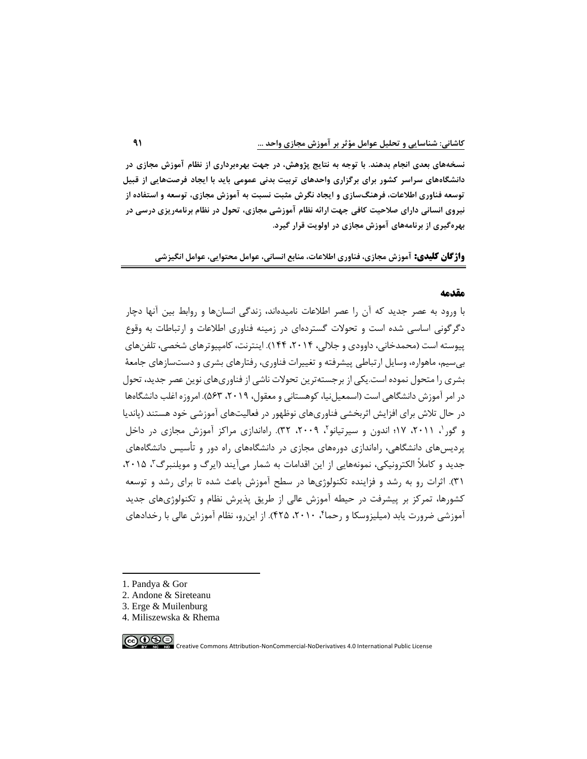**نسخه‌های بعدی انجام بدهند. با توجه به نتایج پژوهش، در جهت بهره‌برداری از نظام آموزش مجازی در دانشگاه‌های سراسر کشور برای برگزاری واحدهای تربیت بدنی عمومی باید با ایجاد فرصت‌هایی از قبیل توسعه فناوری اطلاعات، فرهنگ‌سازی و ایجاد نگرش مثبت نسبت به آموزش مجازی، توسعه و استفاده از نیروی انسانی دارای صلاحیت کافی جهت ارائه نظام آموزشی مجازی، تحول در نظام برنامه‌ریزی درسی در بهره‌گیری از برنامه‌های آموزش مجازی در اولویت قرار گیرد.**

**واژگان کلیدی:** آموزش مجازی، فناوری اطلاعات، منابع انسانی، عوامل محتوایی، عوامل انگیزشی

## مقدمه

با ورود به عصر جدید که آن را عصر اطلاعات نامیده‌اند، زندگی انسان‌ها و روابط بین آنها دچار دگرگونی اساسی شده است و تحولات گسترده‌ای در زمینه فناوری اطلاعات و ارتباطات به وقوع پیوسته است (محمدخانی، داوودی و جلالی، ۲۰۱۴، ۱۴۴). اینترنت، کامپیوترهای شخصی، تلفن‌های بی‌سیم، ماهواره، وسایل ارتباطی پیشرفته و تغییرات فناوری، رفتارهای بشری و دست‌سازهای جامعهٔ بشری را متحول نموده است.یکی از برجسته‌ترین تحولات ناشی از فناوری‌های نوین عصر جدید، تحول در امر آموزش دانشگاهی است (اسمعیل‌نیا، کوهستانی و معقول، ۲۰۱۹، ۵۶۳). امروزه اغلب دانشگاه‌ها در حال تلاش برای افزایش اثربخشی فناوری‌های نوظهور در فعالیت‌های آموزشی خود هستند (پاندیا و گور[1]، ۲۰۱۱، ۱۷؛ اندون و سیرتیانو[2]، ۲۰۰۹، ۳۲). راه‌اندازی مراکز آموزش مجازی در داخل پردیس‌های دانشگاهی، راه‌اندازی دوره‌های مجازی در دانشگاه‌های راه دور و تأسیس دانشگاه‌های جدید و کاملاً الکترونیکی، نمونه‌هایی از این اقدامات به شمار می‌آیند (ایرگ و مویلنبرگ[3]، ۲۰۱۵، ۳۱). اثرات رو به رشد و فزاینده تکنولوژی‌ها در سطح آموزش باعث شده تا برای رشد و توسعه کشورها، تمرکز بر پیشرفت در حیطه آموزش عالی از طریق پذیرش نظام و تکنولوژی‌های جدید آموزشی ضرورت یابد (میلیزوسکا و رحما[4]، ۲۰۱۰، ۴۲۵). از این‌رو، نظام آموزش عالی با رخدادهای

---

1. Pandya & Gor
2. Andone & Sireteanu
3. Erge & Muilenburg
4. Miliszewska & Rhema

Creative Commons Attribution-NonCommercial-NoDerivatives 4.0 International Public License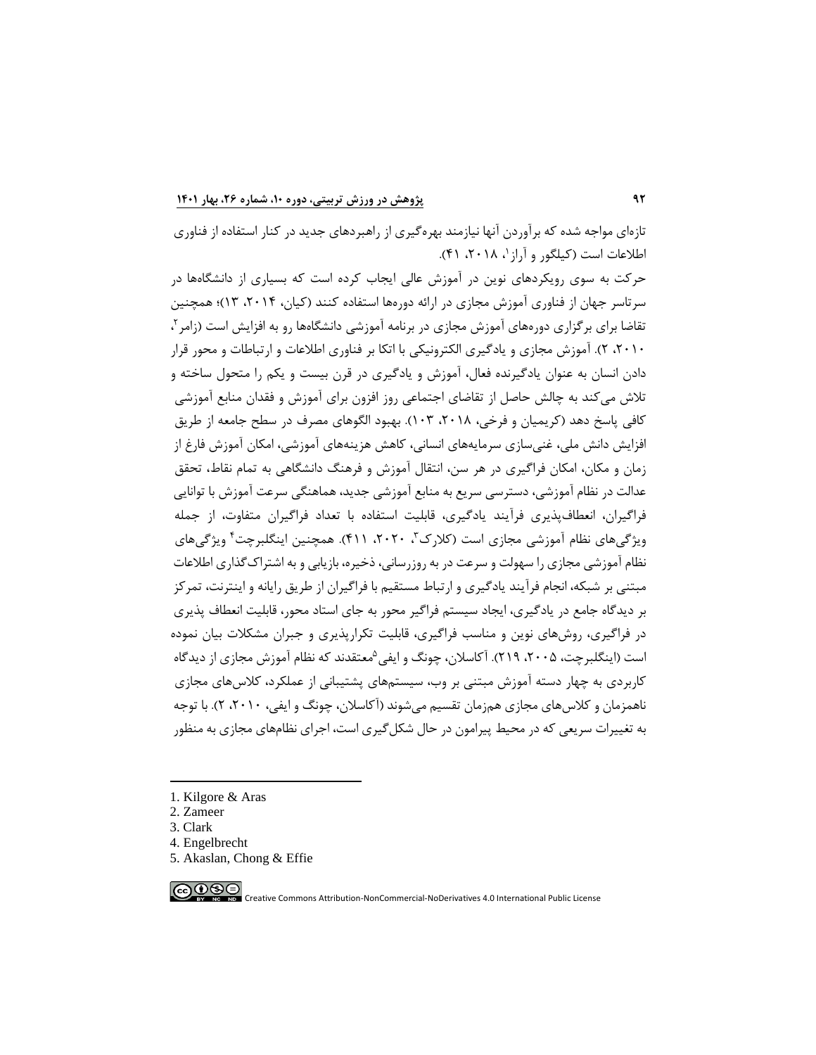تازه‌ای مواجه شده که برآوردن آنها نیازمند بهره‌گیری از راهبردهای جدید در کنار استفاده از فناوری اطلاعات است (کیلگور و آراز[1]، ۲۰۱۸، ۴۱).

حرکت به سوی رویکردهای نوین در آموزش عالی ایجاب کرده است که بسیاری از دانشگاه‌ها در سرتاسر جهان از فناوری آموزش مجازی در ارائه دوره‌ها استفاده کنند (کیان، ۲۰۱۴، ۱۳)؛ همچنین تقاضا برای برگزاری دوره‌های آموزش مجازی در برنامه آموزشی دانشگاه‌ها رو به افزایش است (زامر[2]، ۲۰۱۰، ۲). آموزش مجازی و یادگیری الکترونیکی با اتکا بر فناوری اطلاعات و ارتباطات و محور قرار دادن انسان به عنوان یادگیرنده فعال، آموزش و یادگیری در قرن بیست و یکم را متحول ساخته و تلاش می‌کند به چالش حاصل از تقاضای اجتماعی روز افزون برای آموزش و فقدان منابع آموزشی کافی پاسخ دهد (کریمیان و فرخی، ۲۰۱۸، ۱۰۳). بهبود الگوهای مصرف در سطح جامعه از طریق افزایش دانش ملی، غنی‌سازی سرمایه‌های انسانی، کاهش هزینه‌های آموزشی، امکان آموزش فارغ از زمان و مکان، امکان فراگیری در هر سن، انتقال آموزش و فرهنگ دانشگاهی به تمام نقاط، تحقق عدالت در نظام آموزشی، دسترسی سریع به منابع آموزشی جدید، هماهنگی سرعت آموزش با توانایی فراگیران، انعطاف‌پذیری فرآیند یادگیری، قابلیت استفاده با تعداد فراگیران متفاوت، از جمله ویژگی‌های نظام آموزشی مجازی است (کلارک[3]، ۲۰۲۰، ۴۱۱). همچنین اینگلبرچت[4] ویژگی‌های نظام آموزشی مجازی را سهولت و سرعت در به روزرسانی، ذخیره، بازیابی و به اشتراک‌گذاری اطلاعات مبتنی بر شبکه، انجام فرآیند یادگیری و ارتباط مستقیم با فراگیران از طریق رایانه و اینترنت، تمرکز بر دیدگاه جامع در یادگیری، ایجاد سیستم فراگیر محور به جای استاد محور، قابلیت انعطاف پذیری در فراگیری، روش‌های نوین و مناسب فراگیری، قابلیت تکرارپذیری و جبران مشکلات بیان نموده است (اینگلبرچت، ۲۰۰۵، ۲۱۹). آکاسلان، چونگ و ایفی[5]معتقدند که نظام آموزش مجازی از دیدگاه کاربردی به چهار دسته آموزش مبتنی بر وب، سیستم‌های پشتیبانی از عملکرد، کلاس‌های مجازی ناهمزمان و کلاس‌های مجازی همزمان تقسیم می‌شوند (آکاسلان، چونگ و ایفی، ۲۰۱۰، ۲). با توجه به تغییرات سریعی که در محیط پیرامون در حال شکل‌گیری است، اجرای نظام‌های مجازی به منظور

---

1. Kilgore & Aras
2. Zameer
3. Clark
4. Engelbrecht
5. Akaslan, Chong & Effie

Creative Commons Attribution-NonCommercial-NoDerivatives 4.0 International Public License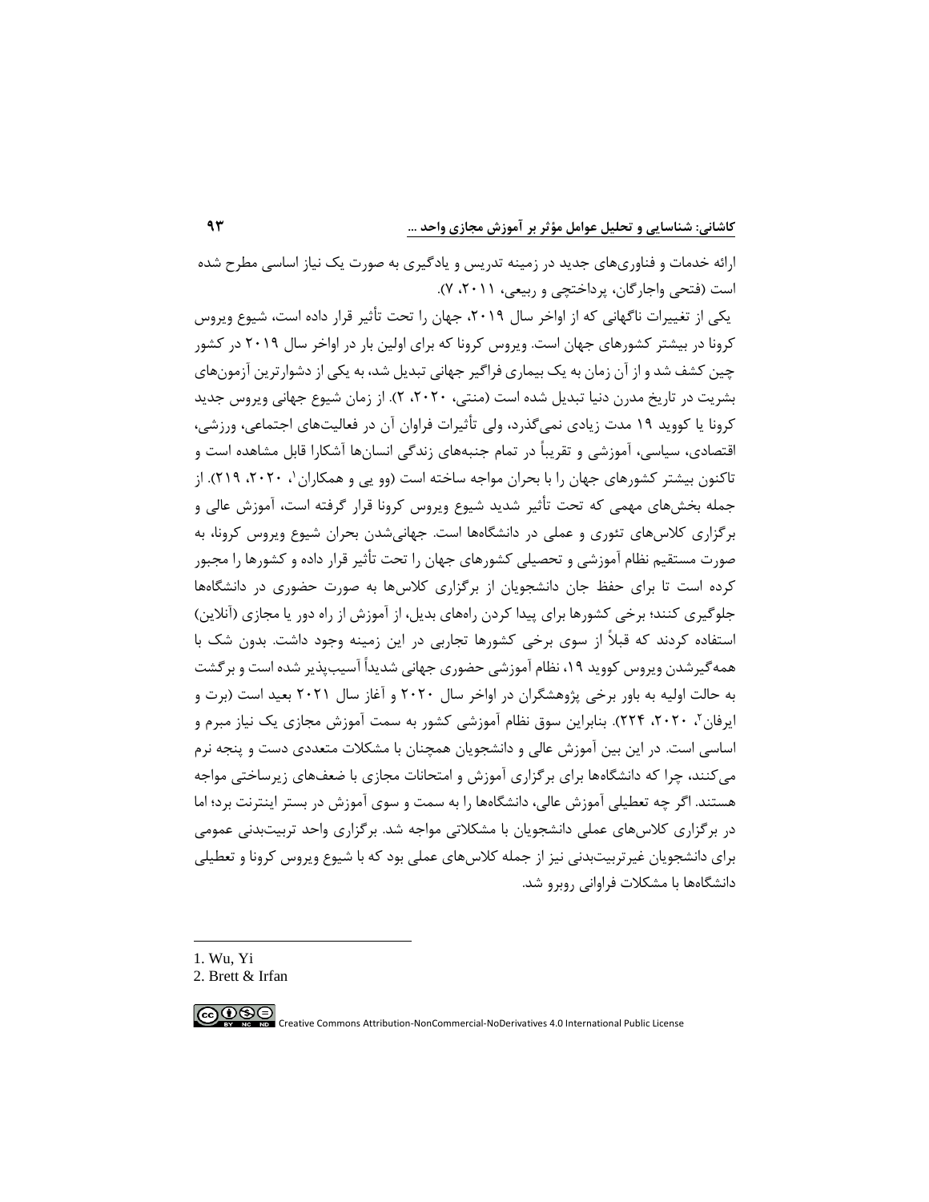ارائه خدمات و فناوری‌های جدید در زمینه تدریس و یادگیری به صورت یک نیاز اساسی مطرح شده است (فتحی واجارگان، پرداختچی و ربیعی، ۲۰۱۱، ۷).

یکی از تغییرات ناگهانی که از اواخر سال ۲۰۱۹، جهان را تحت تأثیر قرار داده است، شیوع ویروس کرونا در بیشتر کشورهای جهان است. ویروس کرونا که برای اولین بار در اواخر سال ۲۰۱۹ در کشور چین کشف شد و از آن زمان به یک بیماری فراگیر جهانی تبدیل شد، به یکی از دشوارترین آزمون‌های بشریت در تاریخ مدرن دنیا تبدیل شده است (منتی، ۲۰۲۰، ۲). از زمان شیوع جهانی ویروس کرونا جدید کرونا یا کووید ۱۹ مدت زیادی نمی‌گذرد، ولی تأثیرات فراوان آن در فعالیت‌های اجتماعی، ورزشی، اقتصادی، سیاسی، آموزشی و تقریباً در تمام جنبه‌های زندگی انسان‌ها آشکارا قابل مشاهده است و تاکنون بیشتر کشورهای جهان را با بحران مواجه ساخته است (وو یی و همکاران[1]، ۲۰۲۰، ۲۱۹). از جمله بخش‌های مهمی که تحت تأثیر شدید شیوع ویروس کرونا قرار گرفته است، آموزش عالی و برگزاری کلاس‌های تئوری و عملی در دانشگاه‌ها است. جهانی‌شدن بحران شیوع ویروس کرونا، به صورت مستقیم نظام آموزشی و تحصیلی کشورهای جهان را تحت تأثیر قرار داده و کشورها را مجبور کرده است تا برای حفظ جان دانشجویان از برگزاری کلاس‌ها به صورت حضوری در دانشگاه‌ها جلوگیری کنند؛ برخی کشورها برای پیدا کردن راه‌های بدیل، از آموزش از راه دور یا مجازی (آنلاین) استفاده کردند که قبلاً از سوی برخی کشورها تجاربی در این زمینه وجود داشت. بدون شک با همه‌گیرشدن ویروس کووید ۱۹، نظام آموزشی حضوری جهانی شدیداً آسیب‌پذیر شده است و برگشت به حالت اولیه به باور برخی پژوهشگران در اواخر سال ۲۰۲۰ و آغاز سال ۲۰۲۱ بعید است (برت و ایرفان[2]، ۲۰۲۰، ۲۲۴). بنابراین سوق نظام آموزشی کشور به سمت آموزش مجازی یک نیاز مبرم و اساسی است. در این بین آموزش عالی و دانشجویان همچنان با مشکلات متعددی دست و پنجه نرم می‌کنند، چرا که دانشگاه‌ها برای برگزاری آموزش و امتحانات مجازی با ضعف‌های زیرساختی مواجه هستند. اگر چه تعطیلی آموزش عالی، دانشگاه‌ها را به سمت و سوی آموزش در بستر اینترنت برد؛ اما در برگزاری کلاس‌های عملی دانشجویان با مشکلاتی مواجه شد. برگزاری واحد تربیت‌بدنی عمومی برای دانشجویان غیرتربیت‌بدنی نیز از جمله کلاس‌های عملی بود که با شیوع ویروس کرونا و تعطیلی دانشگاه‌ها با مشکلات فراوانی روبرو شد.

---

1. Wu, Yi
2. Brett & Irfan

Creative Commons Attribution-NonCommercial-NoDerivatives 4.0 International Public License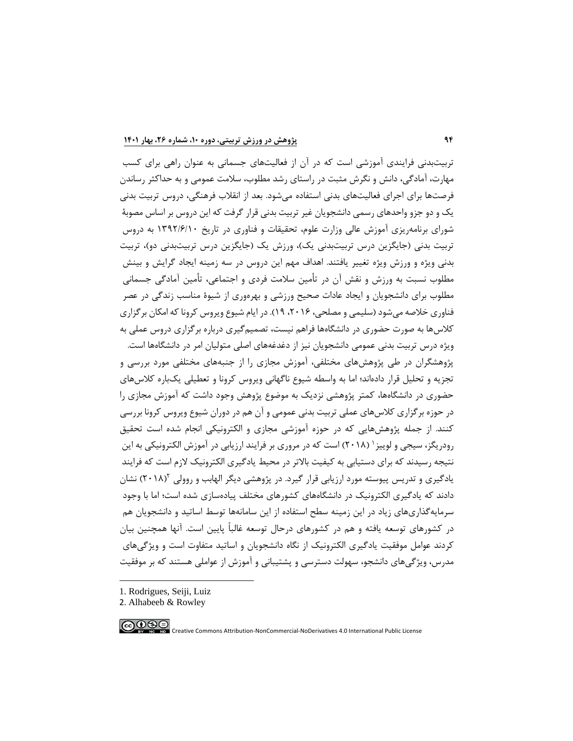تربیت‌بدنی فرایندی آموزشی است که در آن از فعالیت‌های جسمانی به عنوان راهی برای کسب مهارت، آمادگی، دانش و نگرش مثبت در راستای رشد مطلوب، سلامت عمومی و به حداکثر رساندن فرصت‌ها برای اجرای فعالیت‌های بدنی استفاده می‌شود. بعد از انقلاب فرهنگی، دروس تربیت بدنی یک و دو جزو واحدهای رسمی دانشجویان غیر تربیت بدنی قرار گرفت که این دروس بر اساس مصوبهٔ شورای برنامه‌ریزی آموزش عالی وزارت علوم، تحقیقات و فناوری در تاریخ ۱۳۹۲/۶/۱۰ به دروس تربیت بدنی (جایگزین درس تربیت‌بدنی یک)، ورزش یک (جایگزین درس تربیت‌بدنی دو)، تربیت بدنی ویژه و ورزش ویژه تغییر یافتند. اهداف مهم این دروس در سه زمینه ایجاد گرایش و بینش مطلوب نسبت به ورزش و نقش آن در تأمین سلامت فردی و اجتماعی، تأمین آمادگی جسمانی مطلوب برای دانشجویان و ایجاد عادات صحیح ورزشی و بهره‌وری از شیوهٔ مناسب زندگی در عصر فناوری خلاصه می‌شود (سلیمی و مصلحی، ۲۰۱۶، ۱۹). در ایام شیوع ویروس کرونا که امکان برگزاری کلاس‌ها به صورت حضوری در دانشگاه‌ها فراهم نیست، تصمیم‌گیری درباره برگزاری دروس عملی به ویژه درس تربیت بدنی عمومی دانشجویان نیز از دغدغه‌های اصلی متولیان امر در دانشگاه‌ها است.

پژوهشگران در طی پژوهش‌های مختلفی، آموزش مجازی را از جنبه‌های مختلفی مورد بررسی و تجزیه و تحلیل قرار داده‌اند؛ اما به واسطه شیوع ناگهانی ویروس کرونا و تعطیلی یک‌باره کلاس‌های حضوری در دانشگاه‌ها، کمتر پژوهشی نزدیک به موضوع پژوهش وجود داشت که آموزش مجازی را در حوزه برگزاری کلاس‌های عملی تربیت بدنی عمومی و آن هم در دوران شیوع ویروس کرونا بررسی کنند. از جمله پژوهش‌هایی که در حوزه آموزشی مجازی و الکترونیکی انجام شده است تحقیق رودریگز، سیجی و لوییز[1] (۲۰۱۸) است که در مروری بر فرایند ارزیابی در آموزش الکترونیکی به این نتیجه رسیدند که برای دستیابی به کیفیت بالاتر در محیط یادگیری الکترونیک لازم است که فرایند یادگیری و تدریس پیوسته مورد ارزیابی قرار گیرد. در پژوهشی دیگر الهابب و روولی[2] (۲۰۱۸) نشان دادند که یادگیری الکترونیک در دانشگاه‌های کشورهای مختلف پیاده‌سازی شده است؛ اما با وجود سرمایه‌گذاری‌های زیاد در این زمینه سطح استفاده از این سامانه‌ها توسط اساتید و دانشجویان هم در کشورهای توسعه یافته و هم در کشورهای درحال توسعه غالباً پایین است. آنها همچنین بیان کردند عوامل موفقیت یادگیری الکترونیک از نگاه دانشجویان و اساتید متفاوت است و ویژگی‌های مدرس، ویژگی‌های دانشجو، سهولت دسترسی و پشتیبانی و آموزش از عواملی هستند که بر موفقیت

---

1. Rodrigues, Seiji, Luiz
2. Alhabeeb & Rowley

Creative Commons Attribution-NonCommercial-NoDerivatives 4.0 International Public License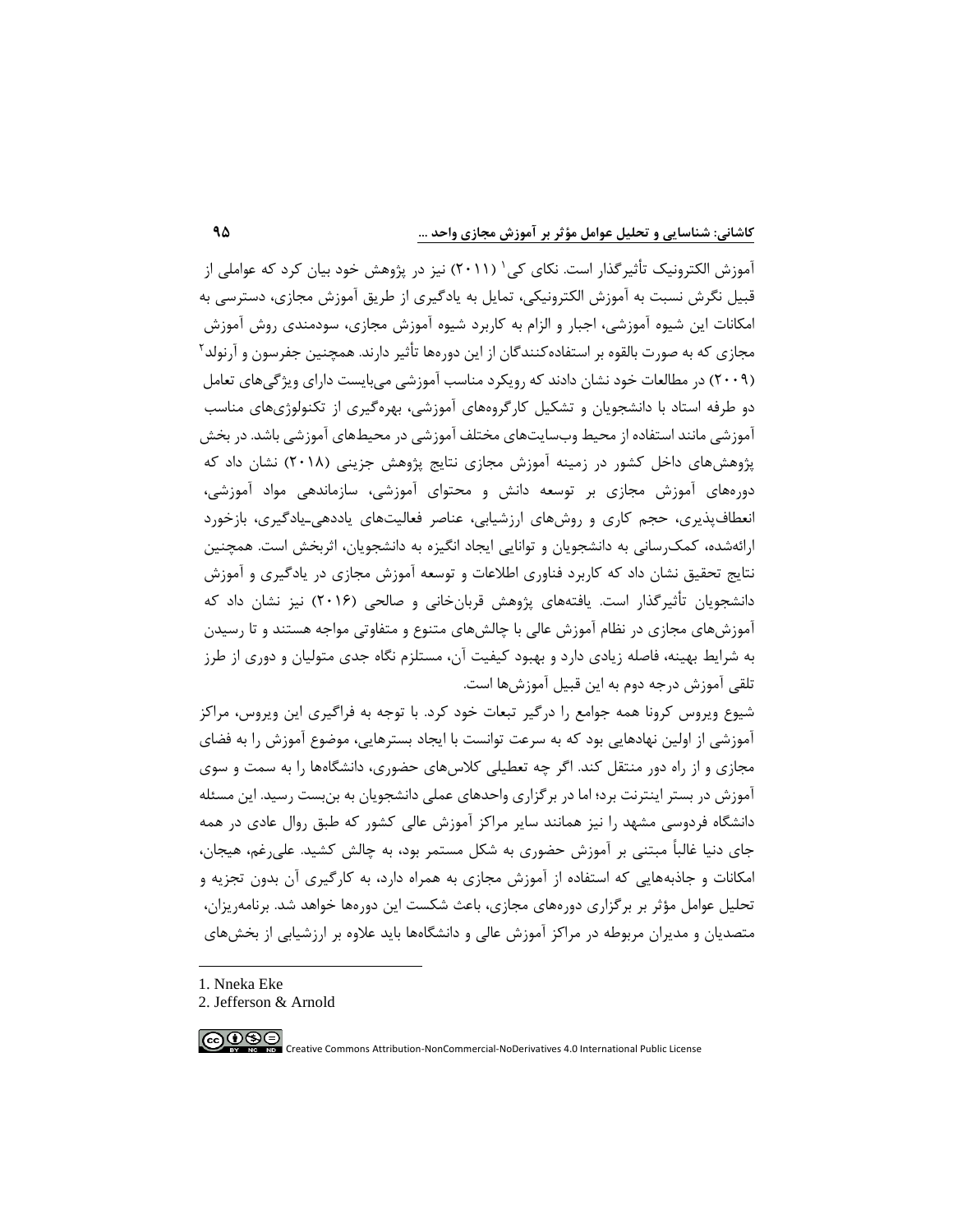آموزش الکترونیک تأثیرگذار است. نکای کی[1] (۲۰۱۱) نیز در پژوهش خود بیان کرد که عواملی از قبیل نگرش نسبت به آموزش الکترونیکی، تمایل به یادگیری از طریق آموزش مجازی، دسترسی به امکانات این شیوه آموزشی، اجبار و الزام به کاربرد شیوه آموزش مجازی، سودمندی روش آموزش مجازی که به صورت بالقوه بر استفاده‌کنندگان از این دوره‌ها تأثیر دارند. همچنین جفرسون و آرنولد[2] (۲۰۰۹) در مطالعات خود نشان دادند که رویکرد مناسب آموزشی می‌بایست دارای ویژگی‌های تعامل دو طرفه استاد با دانشجویان و تشکیل کارگروه‌های آموزشی، بهره‌گیری از تکنولوژی‌های مناسب آموزشی مانند استفاده از محیط وب‌سایت‌های مختلف آموزشی در محیط‌های آموزشی باشد. در بخش پژوهش‌های داخل کشور در زمینه آموزش مجازی نتایج پژوهش جزینی (۲۰۱۸) نشان داد که دوره‌های آموزش مجازی بر توسعه دانش و محتوای آموزشی، سازماندهی مواد آموزشی، انعطاف‌پذیری، حجم کاری و روش‌های ارزشیابی، عناصر فعالیت‌های یاددهی-یادگیری، بازخورد ارائه‌شده، کمک‌رسانی به دانشجویان و توانایی ایجاد انگیزه به دانشجویان، اثربخش است. همچنین نتایج تحقیق نشان داد که کاربرد فناوری اطلاعات و توسعه آموزش مجازی در یادگیری و آموزش دانشجویان تأثیرگذار است. یافته‌های پژوهش قربان‌خانی و صالحی (۲۰۱۶) نیز نشان داد که آموزش‌های مجازی در نظام آموزش عالی با چالش‌های متنوع و متفاوتی مواجه هستند و تا رسیدن به شرایط بهینه، فاصله زیادی دارد و بهبود کیفیت آن، مستلزم نگاه جدی متولیان و دوری از طرز تلقی آموزش درجه دوم به این قبیل آموزش‌ها است.

شیوع ویروس کرونا همه جوامع را درگیر تبعات خود کرد. با توجه به فراگیری این ویروس، مراکز آموزشی از اولین نهادهایی بود که به سرعت توانست با ایجاد بسترهایی، موضوع آموزش را به فضای مجازی و از راه دور منتقل کند. اگر چه تعطیلی کلاس‌های حضوری، دانشگاه‌ها را به سمت و سوی آموزش در بستر اینترنت برد؛ اما در برگزاری واحدهای عملی دانشجویان به بن‌بست رسید. این مسئله دانشگاه فردوسی مشهد را نیز همانند سایر مراکز آموزش عالی کشور که طبق روال عادی در همه جای دنیا غالباً مبتنی بر آموزش حضوری به شکل مستمر بود، به چالش کشید. علی‌رغم، هیجان، امکانات و جاذبه‌هایی که استفاده از آموزش مجازی به همراه دارد، به کارگیری آن بدون تجزیه و تحلیل عوامل مؤثر بر برگزاری دوره‌های مجازی، باعث شکست این دوره‌ها خواهد شد. برنامه‌ریزان، متصدیان و مدیران مربوطه در مراکز آموزش عالی و دانشگاه‌ها باید علاوه بر ارزشیابی از بخش‌های

1. Nneka Eke
2. Jefferson & Arnold

Creative Commons Attribution-NonCommercial-NoDerivatives 4.0 International Public License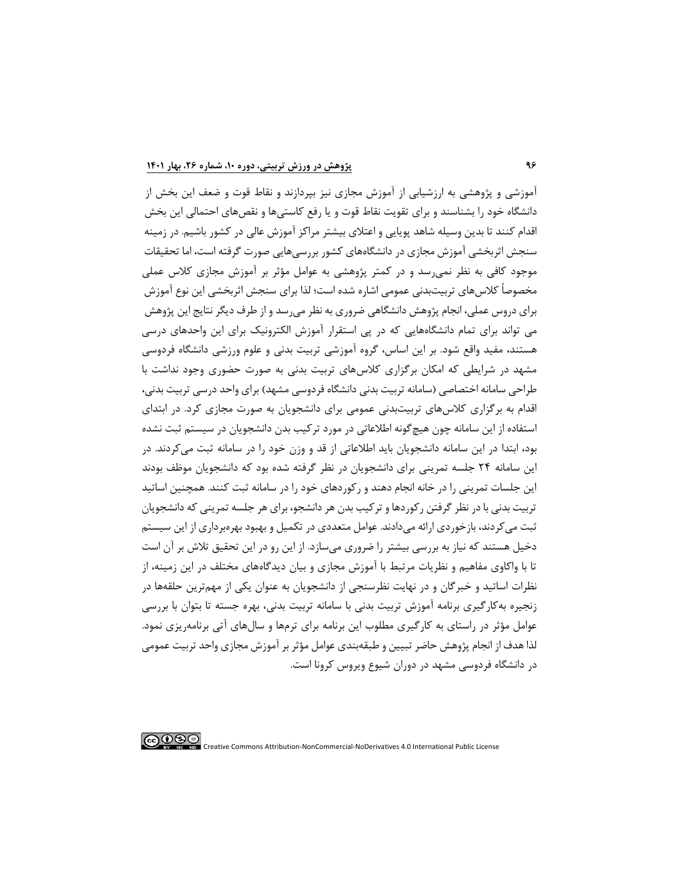آموزشی و پژوهشی به ارزشیابی از آموزش مجازی نیز بپردازند و نقاط قوت و ضعف این بخش از دانشگاه خود را بشناسند و برای تقویت نقاط قوت و یا رفع کاستی‌ها و نقص‌های احتمالی این بخش اقدام کنند تا بدین وسیله شاهد پویایی و اعتلای بیشتر مراکز آموزش عالی در کشور باشیم. در زمینه سنجش اثربخشی آموزش مجازی در دانشگاه‌های کشور بررسی‌هایی صورت گرفته است، اما تحقیقات موجود کافی به نظر نمی‌رسد و در کمتر پژوهشی به عوامل مؤثر بر آموزش مجازی کلاس عملی مخصوصاً کلاس‌های تربیت‌بدنی عمومی اشاره شده است؛ لذا برای سنجش اثربخشی این نوع آموزش برای دروس عملی، انجام پژوهش دانشگاهی ضروری به نظر می‌رسد و از طرف دیگر نتایج این پژوهش می تواند برای تمام دانشگاه‌هایی که در پی استقرار آموزش الکترونیک برای این واحدهای درسی هستند، مفید واقع شود. بر این اساس، گروه آموزشی تربیت بدنی و علوم ورزشی دانشگاه فردوسی مشهد در شرایطی که امکان برگزاری کلاس‌های تربیت بدنی به صورت حضوری وجود نداشت با طراحی سامانه اختصاصی (سامانه تربیت بدنی دانشگاه فردوسی مشهد) برای واحد درسی تربیت بدنی، اقدام به برگزاری کلاس‌های تربیت‌بدنی عمومی برای دانشجویان به صورت مجازی کرد. در ابتدای استفاده از این سامانه چون هیچ‌گونه اطلاعاتی در مورد ترکیب بدن دانشجویان در سیستم ثبت نشده بود، ابتدا در این سامانه دانشجویان باید اطلاعاتی از قد و وزن خود را در سامانه ثبت می‌کردند. در این سامانه ۲۴ جلسه تمرینی برای دانشجویان در نظر گرفته شده بود که دانشجویان موظف بودند این جلسات تمرینی را در خانه انجام دهند و رکوردهای خود را در سامانه ثبت کنند. همچنین اساتید تربیت بدنی با در نظر گرفتن رکوردها و ترکیب بدن هر دانشجو، برای هر جلسه تمرینی که دانشجویان ثبت می‌کردند، بازخوردی ارائه می‌دادند. عوامل متعددی در تکمیل و بهبود بهره‌برداری از این سیستم دخیل هستند که نیاز به بررسی بیشتر را ضروری می‌سازد. از این رو در این تحقیق تلاش بر آن است تا با واکاوی مفاهیم و نظریات مرتبط با آموزش مجازی و بیان دیدگاه‌های مختلف در این زمینه، از نظرات اساتید و خبرگان و در نهایت نظرسنجی از دانشجویان به عنوان یکی از مهم‌ترین حلقه‌ها در زنجیره به‌کارگیری برنامه آموزش تربیت بدنی با سامانه تربیت بدنی، بهره جسته تا بتوان با بررسی عوامل مؤثر در راستای به کارگیری مطلوب این برنامه برای ترم‌ها و سال‌های آتی برنامه‌ریزی نمود. لذا هدف از انجام پژوهش حاضر تبیین و طبقه‌بندی عوامل مؤثر بر آموزش مجازی واحد تربیت عمومی در دانشگاه فردوسی مشهد در دوران شیوع ویروس کرونا است.

Creative Commons Attribution-NonCommercial-NoDerivatives 4.0 International Public License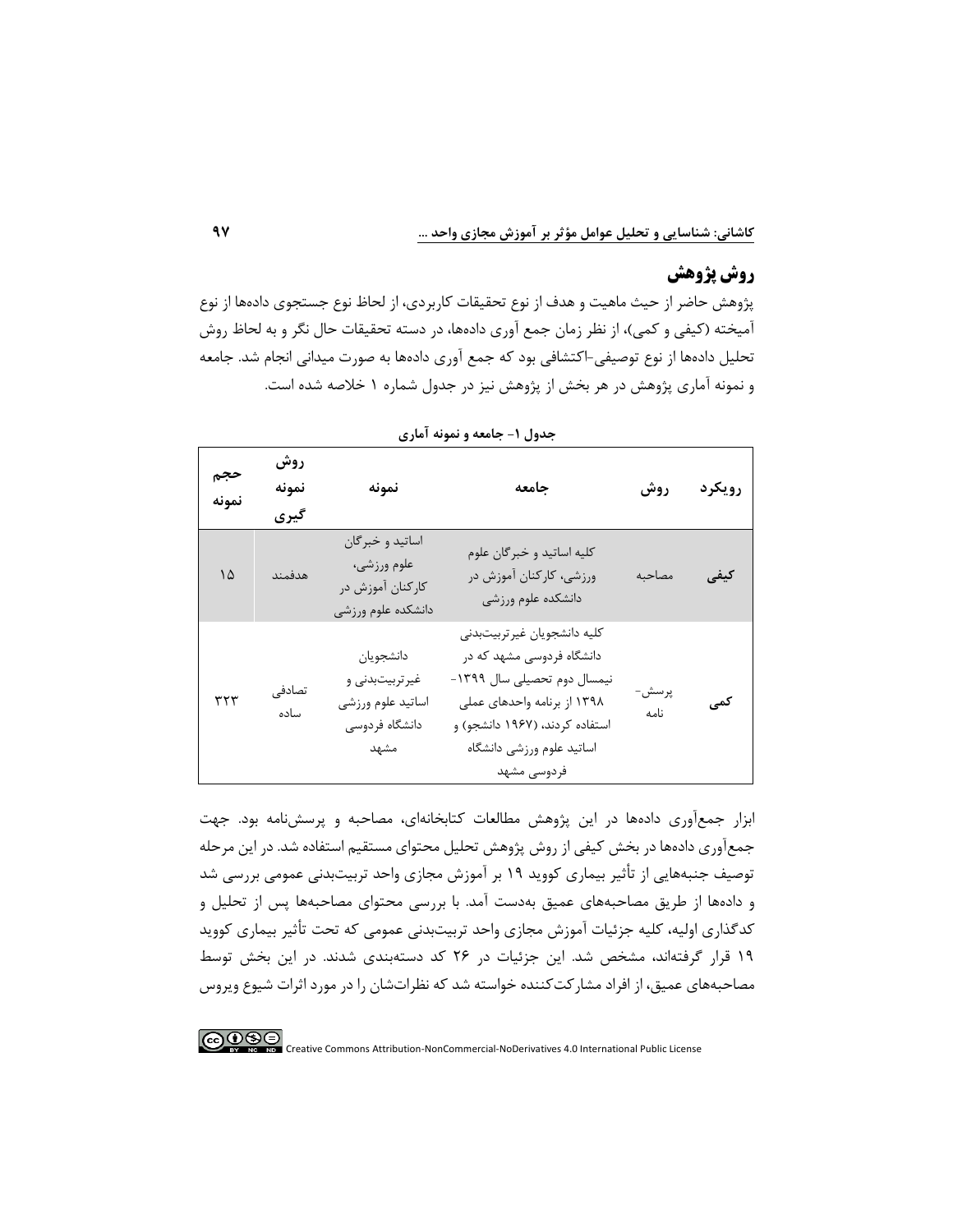## روش پژوهش

پژوهش حاضر از حیث ماهیت و هدف از نوع تحقیقات کاربردی، از لحاظ نوع جستجوی داده‌ها از نوع آمیخته (کیفی و کمی)، از نظر زمان جمع آوری داده‌ها، در دسته تحقیقات حال نگر و به لحاظ روش تحلیل داده‌ها از نوع توصیفی-اکتشافی بود که جمع آوری داده‌ها به صورت میدانی انجام شد. جامعه و نمونه آماری پژوهش در هر بخش از پژوهش نیز در جدول شماره ۱ خلاصه شده است.

**جدول ۱- جامعه و نمونه آماری**

| رویکرد | روش | جامعه | نمونه | روش نمونه گیری | حجم نمونه |
|---|---|---|---|---|---|
| **کیفی** | مصاحبه | کلیه اساتید و خبرگان علوم ورزشی، کارکنان آموزش در دانشکده علوم ورزشی | اساتید و خبرگان علوم ورزشی، کارکنان آموزش در دانشکده علوم ورزشی | هدفمند | ۱۵ |
| **کمی** | پرسش-نامه | کلیه دانشجویان غیرتربیت‌بدنی دانشگاه فردوسی مشهد که در نیمسال دوم تحصیلی سال ۱۳۹۹-۱۳۹۸ از برنامه واحدهای عملی استفاده کردند، (۱۹۶۷ دانشجو) و اساتید علوم ورزشی دانشگاه فردوسی مشهد | دانشجویان غیرتربیت‌بدنی و اساتید علوم ورزشی دانشگاه فردوسی مشهد | تصادفی ساده | ۳۲۳ |

ابزار جمع‌آوری داده‌ها در این پژوهش مطالعات کتابخانه‌ای، مصاحبه و پرسش‌نامه بود. جهت جمع‌آوری داده‌ها در بخش کیفی از روش پژوهش تحلیل محتوای مستقیم استفاده شد. در این مرحله توصیف جنبه‌هایی از تأثیر بیماری کووید ۱۹ بر آموزش مجازی واحد تربیت‌بدنی عمومی بررسی شد و داده‌ها از طریق مصاحبه‌های عمیق به‌دست آمد. با بررسی محتوای مصاحبه‌ها پس از تحلیل و کدگذاری اولیه، کلیه جزئیات آموزش مجازی واحد تربیت‌بدنی عمومی که تحت تأثیر بیماری کووید ۱۹ قرار گرفته‌اند، مشخص شد. این جزئیات در ۲۶ کد دسته‌بندی شدند. در این بخش توسط مصاحبه‌های عمیق، از افراد مشارکت‌کننده خواسته شد که نظرات‌شان را در مورد اثرات شیوع ویروس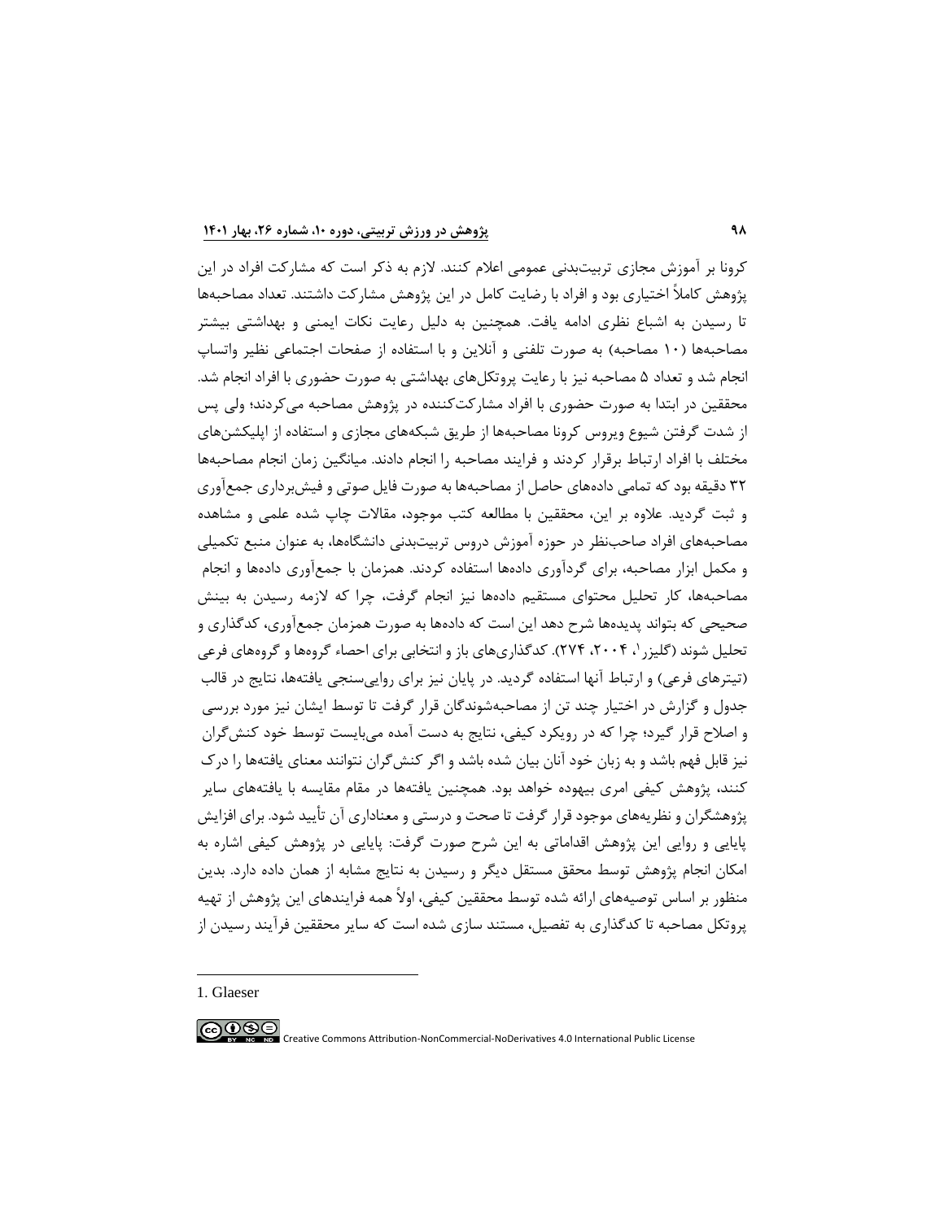کرونا بر آموزش مجازی تربیت‌بدنی عمومی اعلام کنند. لازم به ذکر است که مشارکت افراد در این پژوهش کاملاً اختیاری بود و افراد با رضایت کامل در این پژوهش مشارکت داشتند. تعداد مصاحبه‌ها تا رسیدن به اشباع نظری ادامه یافت. همچنین به دلیل رعایت نکات ایمنی و بهداشتی بیشتر مصاحبه‌ها (۱۰ مصاحبه) به صورت تلفنی و آنلاین و با استفاده از صفحات اجتماعی نظیر واتساپ انجام شد و تعداد ۵ مصاحبه نیز با رعایت پروتکل‌های بهداشتی به صورت حضوری با افراد انجام شد. محققین در ابتدا به صورت حضوری با افراد مشارکت‌کننده در پژوهش مصاحبه می‌کردند؛ ولی پس از شدت گرفتن شیوع ویروس کرونا مصاحبه‌ها از طریق شبکه‌های مجازی و استفاده از اپلیکشن‌های مختلف با افراد ارتباط برقرار کردند و فرایند مصاحبه را انجام دادند. میانگین زمان انجام مصاحبه‌ها ۳۲ دقیقه بود که تمامی داده‌های حاصل از مصاحبه‌ها به صورت فایل صوتی و فیش‌برداری جمع‌آوری و ثبت گردید. علاوه بر این، محققین با مطالعه کتب موجود، مقالات چاپ شده علمی و مشاهده مصاحبه‌های افراد صاحب‌نظر در حوزه آموزش دروس تربیت‌بدنی دانشگاه‌ها، به عنوان منبع تکمیلی و مکمل ابزار مصاحبه، برای گردآوری داده‌ها استفاده کردند. همزمان با جمع‌آوری داده‌ها و انجام مصاحبه‌ها، کار تحلیل محتوای مستقیم داده‌ها نیز انجام گرفت، چرا که لازمه رسیدن به بینش صحیحی که بتواند پدیده‌ها شرح دهد این است که داده‌ها به صورت همزمان جمع‌آوری، کدگذاری و تحلیل شوند (گلیزر[1]، ۲۰۰۴، ۲۷۴). کدگذاری‌های باز و انتخابی برای احصاء گروه‌ها و گروه‌های فرعی (تیترهای فرعی) و ارتباط آنها استفاده گردید. در پایان نیز برای روایی‌سنجی یافته‌ها، نتایج در قالب جدول و گزارش در اختیار چند تن از مصاحبه‌شوندگان قرار گرفت تا توسط ایشان نیز مورد بررسی و اصلاح قرار گیرد؛ چرا که در رویکرد کیفی، نتایج به دست آمده می‌بایست توسط خود کنش‌گران نیز قابل فهم باشد و به زبان خود آنان بیان شده باشد و اگر کنش‌گران نتوانند معنای یافته‌ها را درک کنند، پژوهش کیفی امری بیهوده خواهد بود. همچنین یافته‌ها در مقام مقایسه با یافته‌های سایر پژوهشگران و نظریه‌های موجود قرار گرفت تا صحت و درستی و معناداری آن تأیید شود. برای افزایش پایایی و روایی این پژوهش اقداماتی به این شرح صورت گرفت: پایایی در پژوهش کیفی اشاره به امکان انجام پژوهش توسط محقق مستقل دیگر و رسیدن به نتایج مشابه از همان داده دارد. بدین منظور بر اساس توصیه‌های ارائه شده توسط محققین کیفی، اولاً همه فرایندهای این پژوهش از تهیه پروتکل مصاحبه تا کدگذاری به تفصیل، مستند سازی شده است که سایر محققین فرآیند رسیدن از

---

1. Glaeser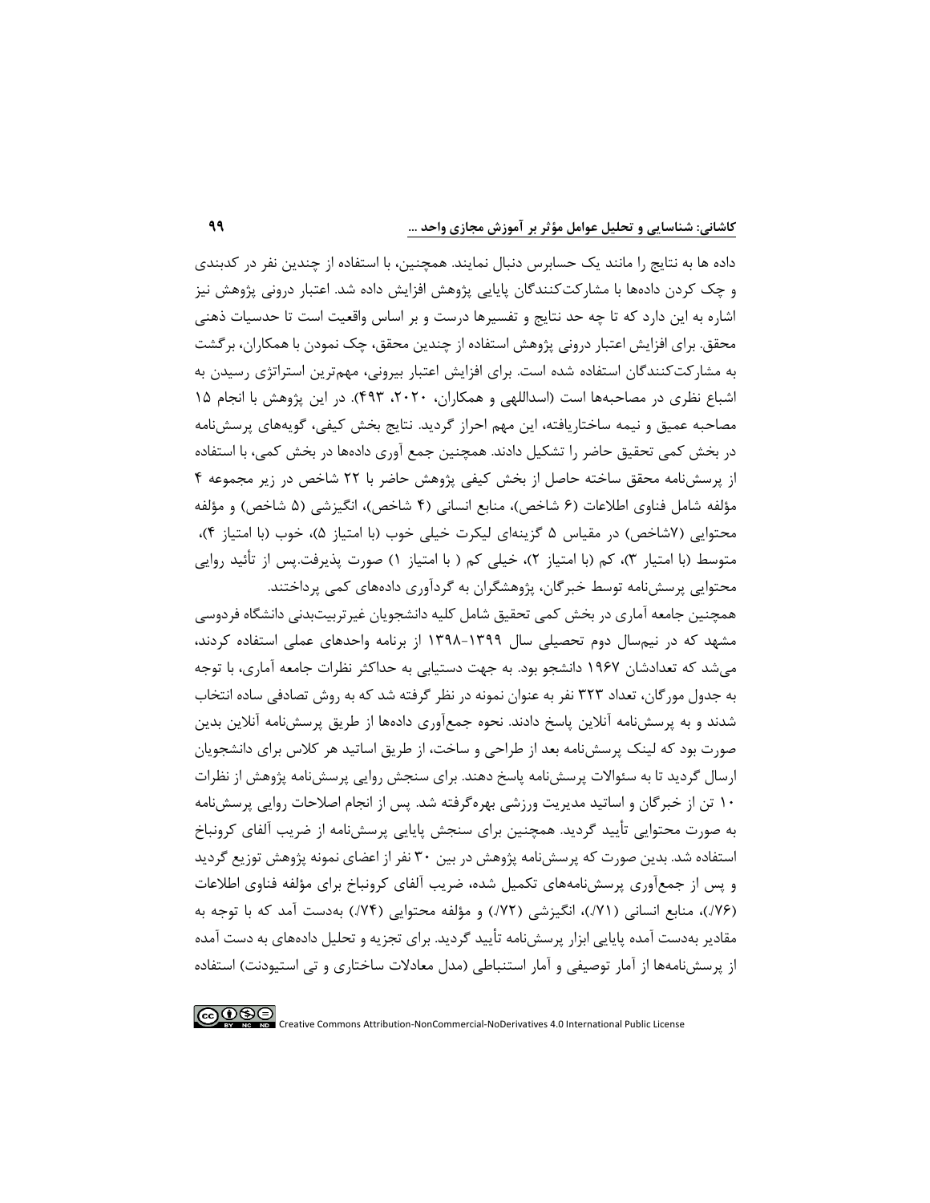داده ها به نتایج را مانند یک حسابرس دنبال نمایند. همچنین، با استفاده از چندین نفر در کدبندی و چک کردن داده‌ها با مشارکت‌کنندگان پایایی پژوهش افزایش داده شد. اعتبار درونی پژوهش نیز اشاره به این دارد که تا چه حد نتایج و تفسیرها درست و بر اساس واقعیت است تا حدسیات ذهنی محقق. برای افزایش اعتبار درونی پژوهش استفاده از چندین محقق، چک نمودن با همکاران، برگشت به مشارکت‌کنندگان استفاده شده است. برای افزایش اعتبار بیرونی، مهم‌ترین استراتژی رسیدن به اشباع نظری در مصاحبه‌ها است (اسداللهی و همکاران، ۲۰۲۰، ۴۹۳). در این پژوهش با انجام ۱۵ مصاحبه عمیق و نیمه ساختاریافته، این مهم احراز گردید. نتایج بخش کیفی، گویه‌های پرسش‌نامه در بخش کمی تحقیق حاضر را تشکیل دادند. همچنین جمع آوری داده‌ها در بخش کمی، با استفاده از پرسش‌نامه محقق ساخته حاصل از بخش کیفی پژوهش حاضر با ۲۲ شاخص در زیر مجموعه ۴ مؤلفه شامل فناوی اطلاعات (۶ شاخص)، منابع انسانی (۴ شاخص)، انگیزشی (۵ شاخص) و مؤلفه محتوایی (۷شاخص) در مقیاس ۵ گزینه‌ای لیکرت خیلی خوب (با امتیاز ۵)، خوب (با امتیاز ۴)، متوسط (با امتیار ۳)، کم (با امتیاز ۲)، خیلی کم ( با امتیاز ۱) صورت پذیرفت.پس از تأئید روایی محتوایی پرسش‌نامه توسط خبرگان، پژوهشگران به گردآوری داده‌های کمی پرداختند.

همچنین جامعه آماری در بخش کمی تحقیق شامل کلیه دانشجویان غیرتربیت‌بدنی دانشگاه فردوسی مشهد که در نیم‌سال دوم تحصیلی سال ۱۳۹۹-۱۳۹۸ از برنامه واحدهای عملی استفاده کردند، می‌شد که تعدادشان ۱۹۶۷ دانشجو بود. به جهت دستیابی به حداکثر نظرات جامعه آماری، با توجه به جدول مورگان، تعداد ۳۲۳ نفر به عنوان نمونه در نظر گرفته شد که به روش تصادفی ساده انتخاب شدند و به پرسش‌نامه آنلاین پاسخ دادند. نحوه جمع‌آوری داده‌ها از طریق پرسش‌نامه آنلاین بدین صورت بود که لینک پرسش‌نامه بعد از طراحی و ساخت، از طریق اساتید هر کلاس برای دانشجویان ارسال گردید تا به سئوالات پرسش‌نامه پاسخ دهند. برای سنجش روایی پرسش‌نامه پژوهش از نظرات ۱۰ تن از خبرگان و اساتید مدیریت ورزشی بهره‌گرفته شد. پس از انجام اصلاحات روایی پرسش‌نامه به صورت محتوایی تأیید گردید. همچنین برای سنجش پایایی پرسش‌نامه از ضریب آلفای کرونباخ استفاده شد. بدین صورت که پرسش‌نامه پژوهش در بین ۳۰ نفر از اعضای نمونه پژوهش توزیع گردید و پس از جمع‌آوری پرسش‌نامه‌های تکمیل شده، ضریب آلفای کرونباخ برای مؤلفه فناوی اطلاعات (۷۶/.)، منابع انسانی (۷۱/.)، انگیزشی (۷۲/.) و مؤلفه محتوایی (۷۴/.) به‌دست آمد که با توجه به مقادیر به‌دست آمده پایایی ابزار پرسش‌نامه تأیید گردید. برای تجزیه و تحلیل داده‌های به دست آمده از پرسش‌نامه‌ها از آمار توصیفی و آمار استنباطی (مدل معادلات ساختاری و تی استیودنت) استفاده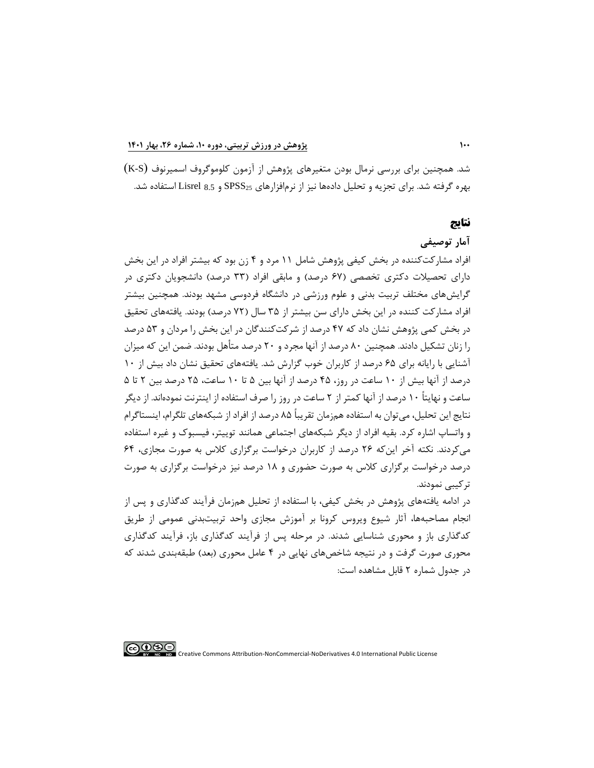شد. همچنین برای بررسی نرمال بودن متغیرهای پژوهش از آزمون کلوموگروف اسمیرنوف (K-S) بهره گرفته شد. برای تجزیه و تحلیل داده‌ها نیز از نرم‌افزارهای $SPSS_{25}$ و Lisrel 8.5 استفاده شد.

## نتایج

### آمار توصیفی

افراد مشارکت‌کننده در بخش کیفی پژوهش شامل ۱۱ مرد و ۴ زن بود که بیشتر افراد در این بخش دارای تحصیلات دکتری تخصصی (۶۷ درصد) و مابقی افراد (۳۳ درصد) دانشجویان دکتری در گرایش‌های مختلف تربیت بدنی و علوم ورزشی در دانشگاه فردوسی مشهد بودند. همچنین بیشتر افراد مشارکت کننده در این بخش دارای سن بیشتر از ۳۵ سال (۷۲ درصد) بودند. یافته‌های تحقیق در بخش کمی پژوهش نشان داد که ۴۷ درصد از شرکت‌کنندگان در این بخش را مردان و ۵۳ درصد را زنان تشکیل دادند. همچنین ۸۰ درصد از آنها مجرد و ۲۰ درصد متأهل بودند. ضمن این که میزان آشنایی با رایانه برای ۶۵ درصد از کاربران خوب گزارش شد. یافته‌های تحقیق نشان داد بیش از ۱۰ درصد از آنها بیش از ۱۰ ساعت در روز، ۴۵ درصد از آنها بین ۵ تا ۱۰ ساعت، ۲۵ درصد بین ۲ تا ۵ ساعت و نهایتاً ۱۰ درصد از آنها کمتر از ۲ ساعت در روز را صرف استفاده از اینترنت نموده‌اند. از دیگر نتایج این تحلیل، می‌توان به استفاده هم‌زمان تقریباً ۸۵ درصد از افراد از شبکه‌های تلگرام، اینستاگرام و واتساپ اشاره کرد. بقیه افراد از دیگر شبکه‌های اجتماعی همانند توییتر، فیسبوک و غیره استفاده می‌کردند. نکته آخر این‌که ۲۶ درصد از کاربران درخواست برگزاری کلاس به صورت مجازی، ۶۴ درصد درخواست برگزاری کلاس به صورت حضوری و ۱۸ درصد نیز درخواست برگزاری به صورت ترکیبی نمودند.

در ادامه یافته‌های پژوهش در بخش کیفی، با استفاده از تحلیل هم‌زمان فرآیند کدگذاری و پس از انجام مصاحبه‌ها، آثار شیوع ویروس کرونا بر آموزش مجازی واحد تربیت‌بدنی عمومی از طریق کدگذاری باز و محوری شناسایی شدند. در مرحله پس از فرآیند کدگذاری باز، فرآیند کدگذاری محوری صورت گرفت و در نتیجه شاخص‌های نهایی در ۴ عامل محوری (بعد) طبقه‌بندی شدند که در جدول شماره ۲ قابل مشاهده است: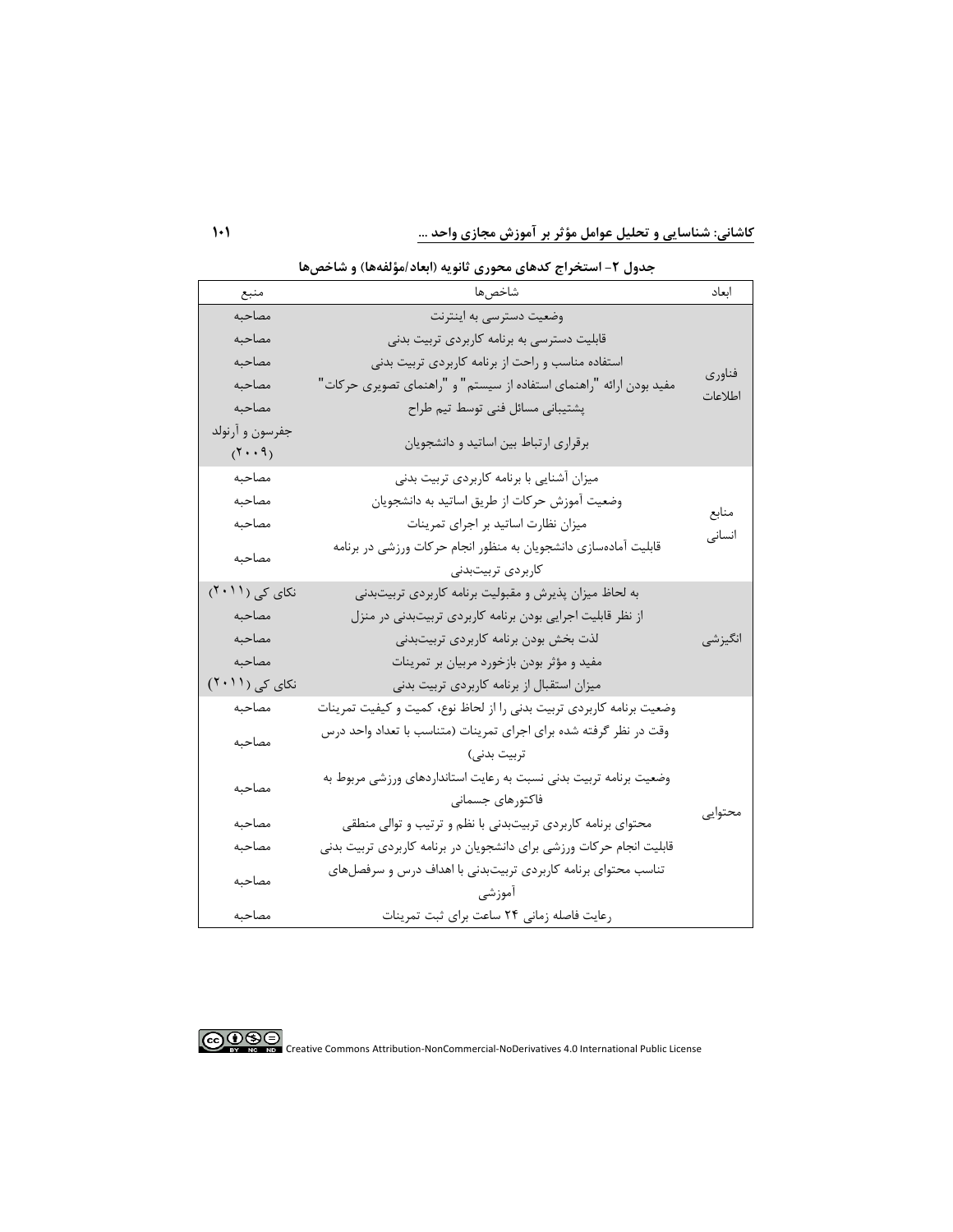**جدول ۲- استخراج کدهای محوری ثانویه (ابعاد/مؤلفه‌ها) و شاخص‌ها**

| ابعاد | شاخص‌ها | منبع |
| --- | --- | --- |
| فناوری اطلاعات | وضعیت دسترسی به اینترنت | مصاحبه |
| | قابلیت دسترسی به برنامه کاربردی تربیت بدنی | مصاحبه |
| | استفاده مناسب و راحت از برنامه کاربردی تربیت بدنی | مصاحبه |
| | مفید بودن ارائه "راهنمای استفاده از سیستم" و "راهنمای تصویری حرکات" | مصاحبه |
| | پشتیبانی مسائل فنی توسط تیم طراح | مصاحبه |
| | برقراری ارتباط بین اساتید و دانشجویان | جفرسون و آرنولد (۲۰۰۹) |
| منابع انسانی | میزان آشنایی با برنامه کاربردی تربیت بدنی | مصاحبه |
| | وضعیت آموزش حرکات از طریق اساتید به دانشجویان | مصاحبه |
| | میزان نظارت اساتید بر اجرای تمرینات | مصاحبه |
| | قابلیت آماده‌سازی دانشجویان به منظور انجام حرکات ورزشی در برنامه کاربردی تربیت‌بدنی | مصاحبه |
| انگیزشی | به لحاظ میزان پذیرش و مقبولیت برنامه کاربردی تربیت‌بدنی | نکای کی (۲۰۱۱) |
| | از نظر قابلیت اجرایی بودن برنامه کاربردی تربیت‌بدنی در منزل | مصاحبه |
| | لذت بخش بودن برنامه کاربردی تربیت‌بدنی | مصاحبه |
| | مفید و مؤثر بودن بازخورد مربیان بر تمرینات | مصاحبه |
| | میزان استقبال از برنامه کاربردی تربیت بدنی | نکای کی (۲۰۱۱) |
| محتوایی | وضعیت برنامه کاربردی تربیت بدنی را از لحاظ نوع، کمیت و کیفیت تمرینات | مصاحبه |
| | وقت در نظر گرفته شده برای اجرای تمرینات (متناسب با تعداد واحد درس تربیت بدنی) | مصاحبه |
| | وضعیت برنامه تربیت بدنی نسبت به رعایت استانداردهای ورزشی مربوط به فاکتورهای جسمانی | مصاحبه |
| | محتوای برنامه کاربردی تربیت‌بدنی با نظم و ترتیب و توالی منطقی | مصاحبه |
| | قابلیت انجام حرکات ورزشی برای دانشجویان در برنامه کاربردی تربیت بدنی | مصاحبه |
| | تناسب محتوای برنامه کاربردی تربیت‌بدنی با اهداف درس و سرفصل‌های آموزشی | مصاحبه |
| | رعایت فاصله زمانی ۲۴ ساعت برای ثبت تمرینات | مصاحبه |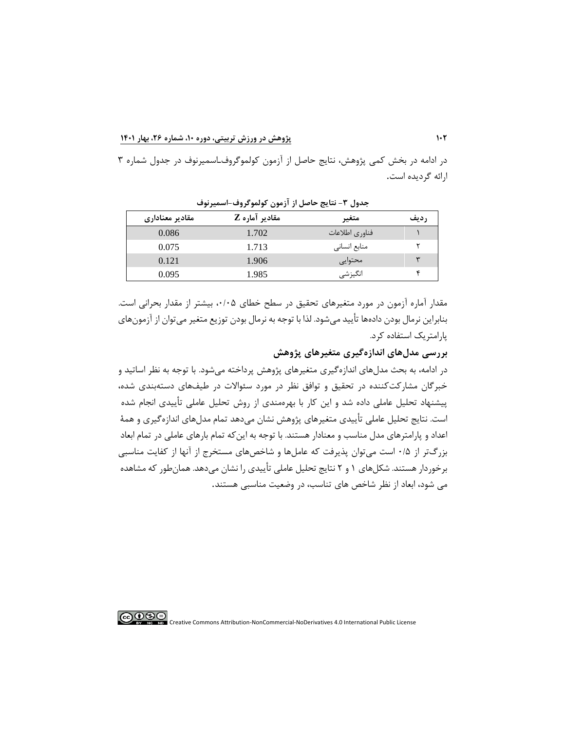در ادامه در بخش کمی پژوهش، نتایج حاصل از آزمون کولموگروف‌ـاسمیرنوف در جدول شماره ۳ ارائه گردیده است.

**جدول ۳- نتایج حاصل از آزمون کولموگروف-اسمیرنوف**

| ردیف | متغیر | مقادیر آماره Z | مقادیر معناداری |
|---|---|---|---|
| ۱ | فناوری اطلاعات | 1.702 | 0.086 |
| ۲ | منابع انسانی | 1.713 | 0.075 |
| ۳ | محتوایی | 1.906 | 0.121 |
| ۴ | انگیزشی | 1.985 | 0.095 |

مقدار آماره آزمون در مورد متغیرهای تحقیق در سطح خطای ۰/۰۵، بیشتر از مقدار بحرانی است. بنابراین نرمال بودن داده‌ها تأیید می‌شود. لذا با توجه به نرمال بودن توزیع متغیر می‌توان از آزمون‌های پارامتریک استفاده کرد.

### بررسی مدل‌های اندازه‌گیری متغیرهای پژوهش

در ادامه، به بحث مدل‌های اندازه‌گیری متغیرهای پژوهش پرداخته می‌شود. با توجه به نظر اساتید و خبرگان مشارکت‌کننده در تحقیق و توافق نظر در مورد سئوالات در طیف‌های دسته‌بندی شده، پیشنهاد تحلیل عاملی داده شد و این کار با بهره‌مندی از روش تحلیل عاملی تأییدی انجام شده است. نتایج تحلیل عاملی تأییدی متغیرهای پژوهش نشان می‌دهد تمام مدل‌های اندازه‌گیری و همهٔ اعداد و پارامترهای مدل مناسب و معنادار هستند. با توجه به این‌که تمام بارهای عاملی در تمام ابعاد بزرگ‌تر از ۰/۵ است می‌توان پذیرفت که عامل‌ها و شاخص‌های مستخرج از آنها از کفایت مناسبی برخوردار هستند. شکل‌های ۱ و ۲ نتایج تحلیل عاملی تأییدی را نشان می‌دهد. همان‌طور که مشاهده می شود، ابعاد از نظر شاخص های تناسب، در وضعیت مناسبی هستند.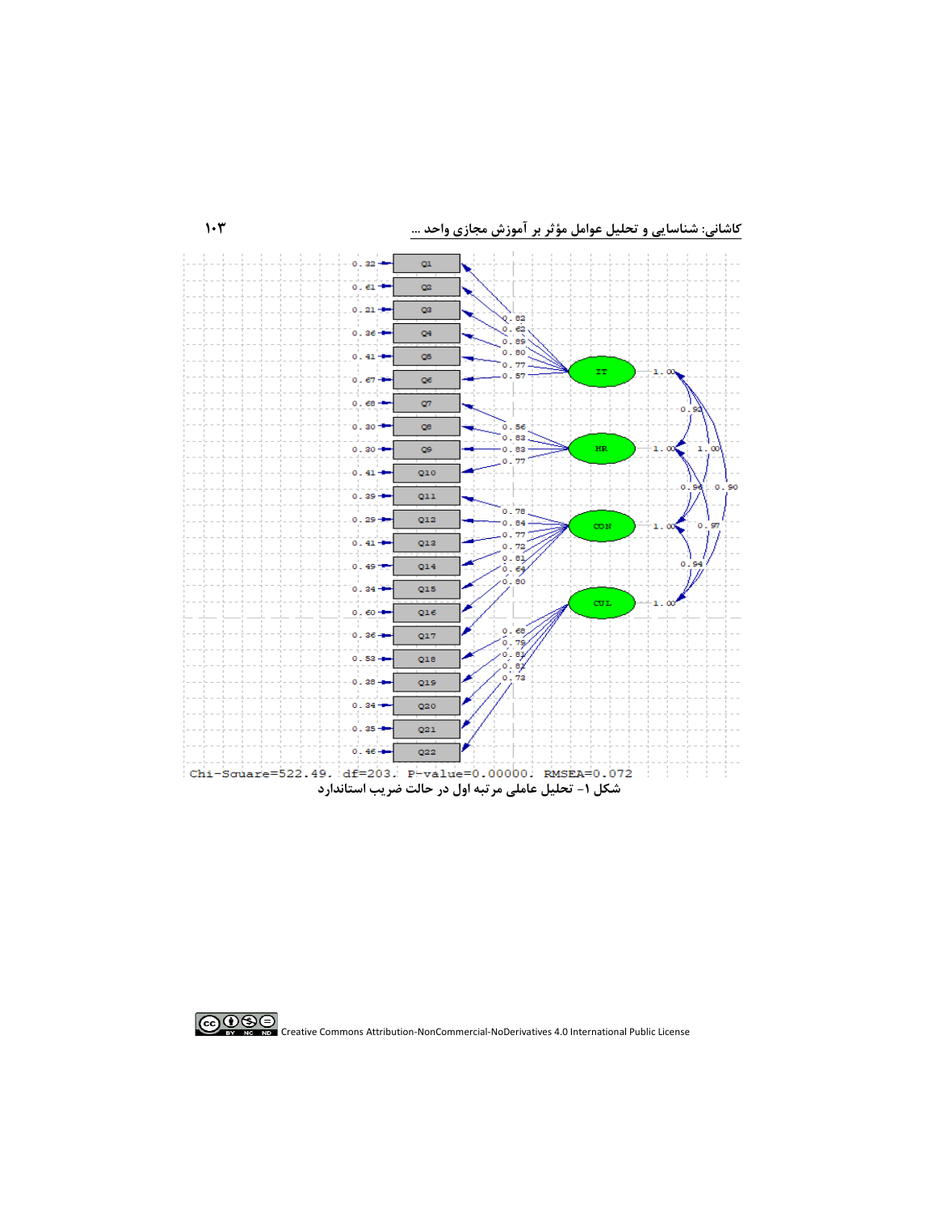Chi-Square=522.49, df=203, P-value=0.00000, RMSEA=0.072

شکل ۱- تحلیل عاملی مرتبه اول در حالت ضریب استاندارد

Creative Commons Attribution-NonCommercial-NoDerivatives 4.0 International Public License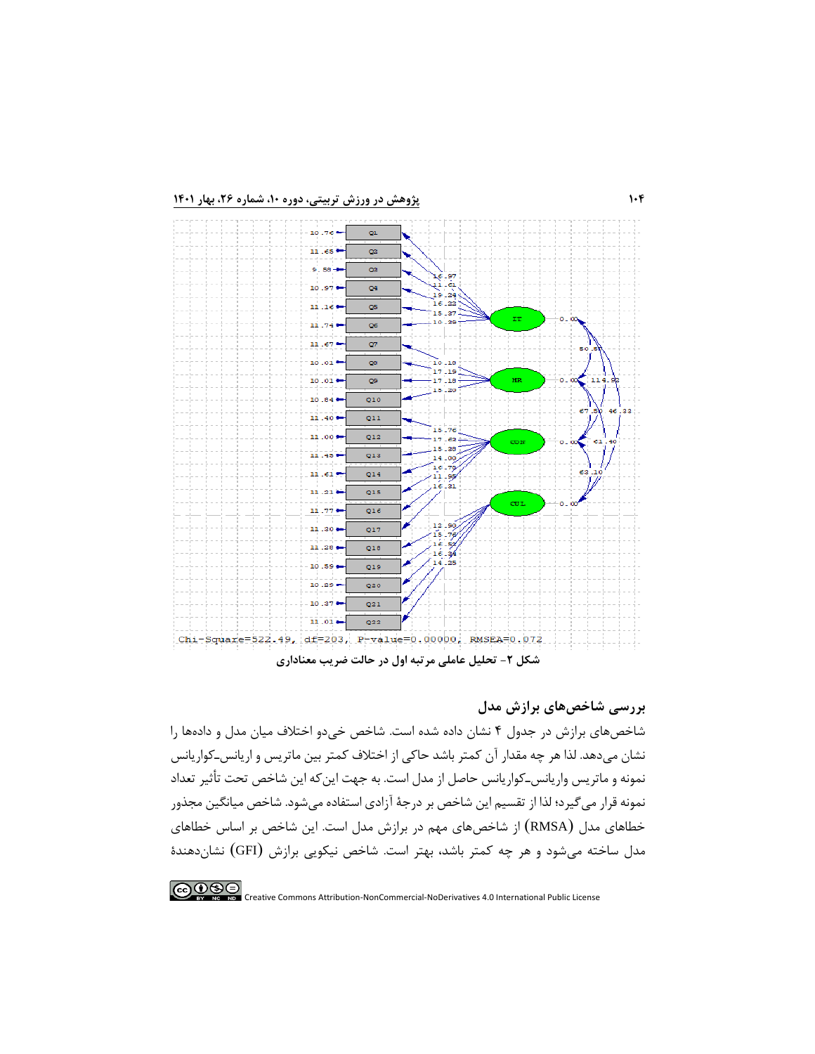شکل ۲- تحلیل عاملی مرتبه اول در حالت ضریب معناداری

### بررسی شاخص‌های برازش مدل

شاخص‌های برازش در جدول ۴ نشان داده شده است. شاخص خی‌دو اختلاف میان مدل و داده‌ها را نشان می‌دهد. لذا هر چه مقدار آن کمتر باشد حاکی از اختلاف کمتر بین ماتریس و اریانس‌ـکواریانس نمونه و ماتریس واریانس‌ـکواریانس حاصل از مدل است. به جهت این‌که این شاخص تحت تأثیر تعداد نمونه قرار می‌گیرد؛ لذا از تقسیم این شاخص بر درجهٔ آزادی استفاده می‌شود. شاخص میانگین مجذور خطاهای مدل (RMSA) از شاخص‌های مهم در برازش مدل است. این شاخص بر اساس خطاهای مدل ساخته می‌شود و هر چه کمتر باشد، بهتر است. شاخص نیکویی برازش (GFI) نشان‌دهندهٔ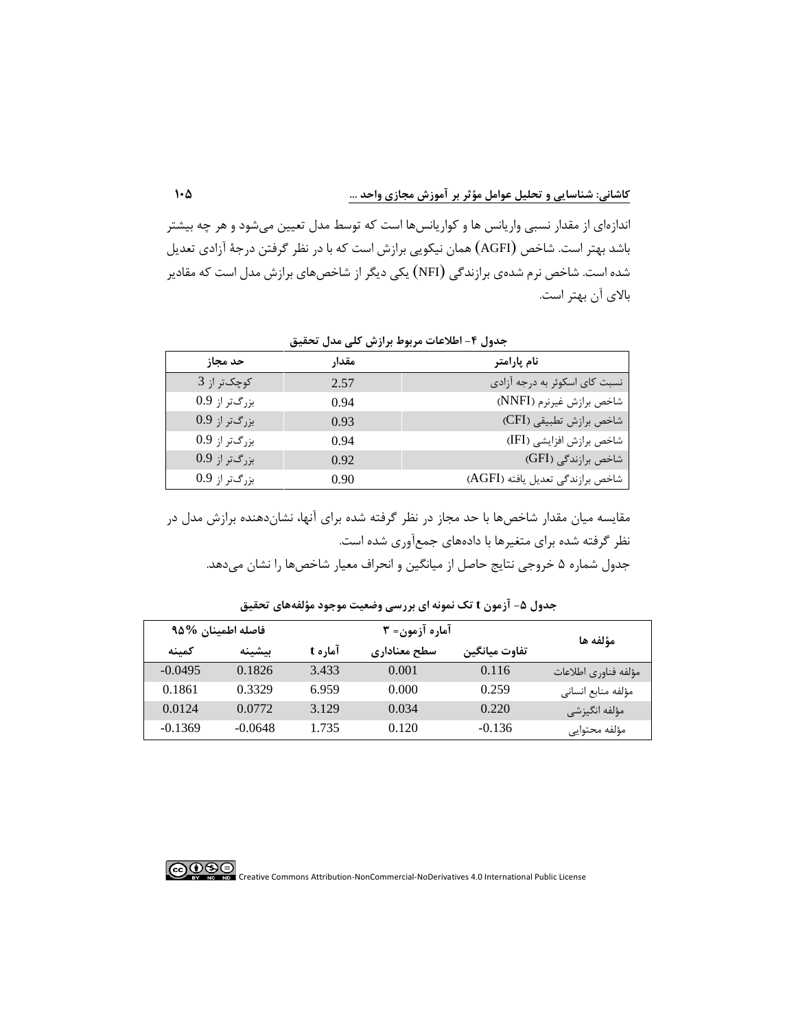اندازه‌ای از مقدار نسبی واریانس ها و کواریانس‌ها است که توسط مدل تعیین می‌شود و هر چه بیشتر باشد بهتر است. شاخص (AGFI) همان نیکویی برازش است که با در نظر گرفتن درجهٔ آزادی تعدیل شده است. شاخص نرم شده‌ی برازندگی (NFI) یکی دیگر از شاخص‌های برازش مدل است که مقادیر بالای آن بهتر است.

**جدول ۴- اطلاعات مربوط برازش کلی مدل تحقیق**

| نام پارامتر | مقدار | حد مجاز |
|---|---|---|
| نسبت کای اسکوئر به درجه آزادی | 2.57 | کوچک‌تر از 3 |
| شاخص برازش غیرنرم (NNFI) | 0.94 | بزرگ‌تر از 0.9 |
| شاخص برازش تطبیقی (CFI) | 0.93 | بزرگ‌تر از 0.9 |
| شاخص برازش افزایشی (IFI) | 0.94 | بزرگ‌تر از 0.9 |
| شاخص برازندگی (GFI) | 0.92 | بزرگ‌تر از 0.9 |
| شاخص برازندگی تعدیل یافته (AGFI) | 0.90 | بزرگ‌تر از 0.9 |

مقایسه میان مقدار شاخص‌ها با حد مجاز در نظر گرفته شده برای آنها، نشان‌دهنده برازش مدل در نظر گرفته شده برای متغیرها با داده‌های جمع‌آوری شده است.

جدول شماره ۵ خروجی نتایج حاصل از میانگین و انحراف معیار شاخص‌ها را نشان می‌دهد.

**جدول ۵- آزمون t تک نمونه ای بررسی وضعیت موجود مؤلفه‌های تحقیق**

| مؤلفه ها | آماره آزمون= ۳ | | | فاصله اطمینان ۹۵% | |
|---|---|---|---|---|---|
| | تفاوت میانگین | سطح معناداری | آماره t | بیشینه | کمینه |
| مؤلفه فناوری اطلاعات | 0.116 | 0.001 | 3.433 | 0.1826 | -0.0495 |
| مؤلفه منابع انسانی | 0.259 | 0.000 | 6.959 | 0.3329 | 0.1861 |
| مؤلفه انگیزشی | 0.220 | 0.034 | 3.129 | 0.0772 | 0.0124 |
| مؤلفه محتوایی | -0.136 | 0.120 | 1.735 | -0.0648 | -0.1369 |

Creative Commons Attribution-NonCommercial-NoDerivatives 4.0 International Public License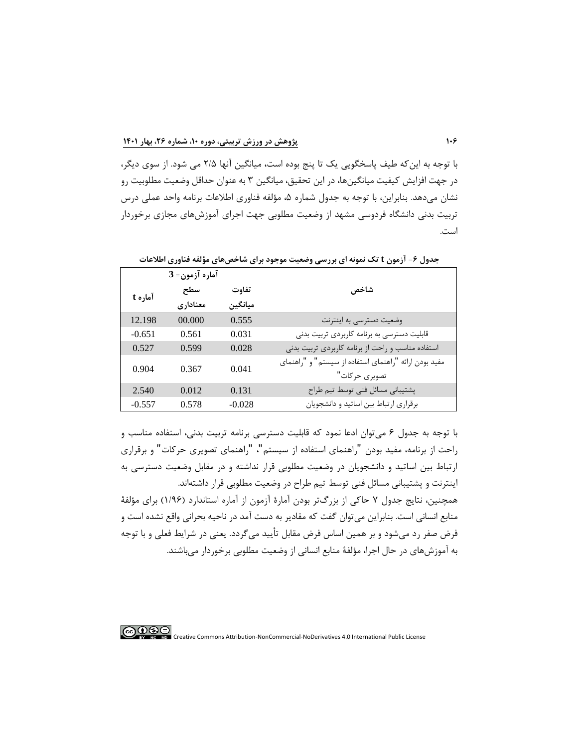با توجه به این‌که طیف پاسخگویی یک تا پنج بوده است، میانگین آنها ۲/۵ می شود. از سوی دیگر، در جهت افزایش کیفیت میانگین‌ها، در این تحقیق، میانگین ۳ به عنوان حداقل وضعیت مطلوبیت رو نشان می‌دهد. بنابراین، با توجه به جدول شماره ۵، مؤلفه فناوری اطلاعات برنامه واحد عملی درس تربیت بدنی دانشگاه فردوسی مشهد از وضعیت مطلوبی جهت اجرای آموزش‌های مجازی برخوردار است.

**جدول ۶- آزمون t تک نمونه ای بررسی وضعیت موجود برای شاخص‌های مؤلفه فناوری اطلاعات**

| شاخص | تفاوت میانگین | آماره آزمون= 3 سطح معناداری | آماره t |
|---|---|---|---|
| وضعیت دسترسی به اینترنت | 0.555 | 00.000 | 12.198 |
| قابلیت دسترسی به برنامه کاربردی تربیت بدنی | 0.031 | 0.561 | -0.651 |
| استفاده مناسب و راحت از برنامه کاربردی تربیت بدنی | 0.028 | 0.599 | 0.527 |
| مفید بودن ارائه "راهنمای استفاده از سیستم" و "راهنمای تصویری حرکات" | 0.041 | 0.367 | 0.904 |
| پشتیبانی مسائل فنی توسط تیم طراح | 0.131 | 0.012 | 2.540 |
| برقراری ارتباط بین اساتید و دانشجویان | -0.028 | 0.578 | -0.557 |

با توجه به جدول ۶ می‌توان ادعا نمود که قابلیت دسترسی برنامه تربیت بدنی، استفاده مناسب و راحت از برنامه، مفید بودن "راهنمای استفاده از سیستم"، "راهنمای تصویری حرکات" و برقراری ارتباط بین اساتید و دانشجویان در وضعیت مطلوبی قرار نداشته و در مقابل وضعیت دسترسی به اینترنت و پشتیبانی مسائل فنی توسط تیم طراح در وضعیت مطلوبی قرار داشته‌اند.

همچنین، نتایج جدول ۷ حاکی از بزرگ‌تر بودن آمارۀ آزمون از آماره استاندارد (۱/۹۶) برای مؤلفۀ منابع انسانی است. بنابراین می‌توان گفت که مقادیر به دست آمد در ناحیه بحرانی واقع نشده است و فرض صفر رد می‌شود و بر همین اساس فرض مقابل تأیید می‌گردد. یعنی در شرایط فعلی و با توجه به آموزش‌های در حال اجرا، مؤلفۀ منابع انسانی از وضعیت مطلوبی برخوردار می‌باشند.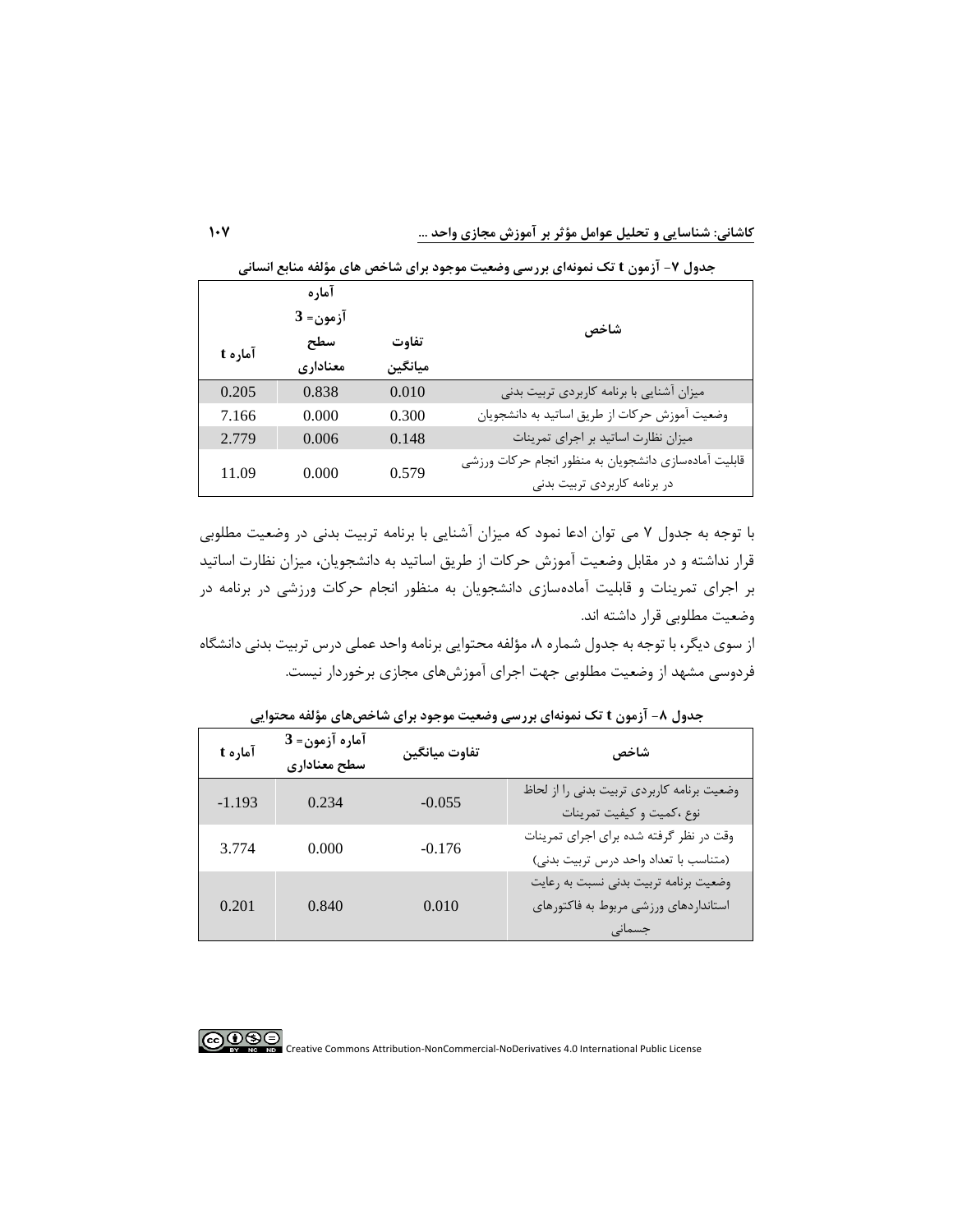**جدول ۷- آزمون t تک نمونه‌ای بررسی وضعیت موجود برای شاخص های مؤلفه منابع انسانی**

| شاخص | تفاوت میانگین | آماره آزمون= 3 سطح معناداری | آماره t |
|---|---|---|---|
| میزان آشنایی با برنامه کاربردی تربیت بدنی | 0.010 | 0.838 | 0.205 |
| وضعیت آموزش حرکات از طریق اساتید به دانشجویان | 0.300 | 0.000 | 7.166 |
| میزان نظارت اساتید بر اجرای تمرینات | 0.148 | 0.006 | 2.779 |
| قابلیت آماده‌سازی دانشجویان به منظور انجام حرکات ورزشی در برنامه کاربردی تربیت بدنی | 0.579 | 0.000 | 11.09 |

با توجه به جدول ۷ می توان ادعا نمود که میزان آشنایی با برنامه تربیت بدنی در وضعیت مطلوبی قرار نداشته و در مقابل وضعیت آموزش حرکات از طریق اساتید به دانشجویان، میزان نظارت اساتید بر اجرای تمرینات و قابلیت آماده‌سازی دانشجویان به منظور انجام حرکات ورزشی در برنامه در وضعیت مطلوبی قرار داشته اند.

از سوی دیگر، با توجه به جدول شماره ۸، مؤلفه محتوایی برنامه واحد عملی درس تربیت بدنی دانشگاه فردوسی مشهد از وضعیت مطلوبی جهت اجرای آموزش‌های مجازی برخوردار نیست.

**جدول ۸- آزمون t تک نمونه‌ای بررسی وضعیت موجود برای شاخص‌های مؤلفه محتوایی**

| شاخص | تفاوت میانگین | آماره آزمون= 3 سطح معناداری | آماره t |
|---|---|---|---|
| وضعیت برنامه کاربردی تربیت بدنی را از لحاظ نوع ،کمیت و کیفیت تمرینات | -0.055 | 0.234 | -1.193 |
| وقت در نظر گرفته شده برای اجرای تمرینات (متناسب با تعداد واحد درس تربیت بدنی) | -0.176 | 0.000 | 3.774 |
| وضعیت برنامه تربیت بدنی نسبت به رعایت استانداردهای ورزشی مربوط به فاکتورهای جسمانی | 0.010 | 0.840 | 0.201 |

Creative Commons Attribution-NonCommercial-NoDerivatives 4.0 International Public License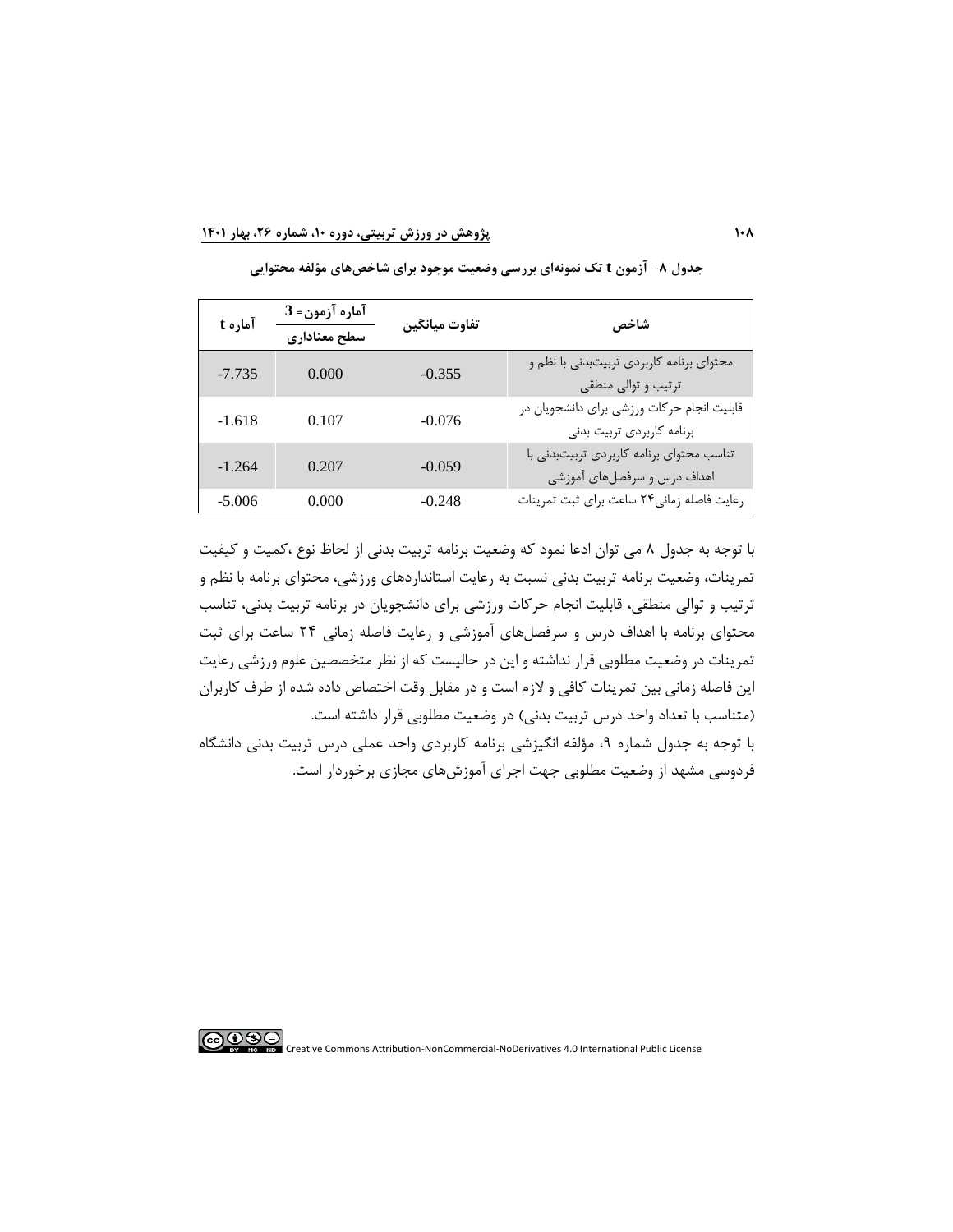جدول ۸- آزمون t تک نمونه‌ای بررسی وضعیت موجود برای شاخص‌های مؤلفه محتوایی

| شاخص | تفاوت میانگین | آماره آزمون= 3<br>سطح معناداری | آماره t |
|---|---|---|---|
| محتوای برنامه کاربردی تربیت‌بدنی با نظم و ترتیب و توالی منطقی | -0.355 | 0.000 | -7.735 |
| قابلیت انجام حرکات ورزشی برای دانشجویان در برنامه کاربردی تربیت بدنی | -0.076 | 0.107 | -1.618 |
| تناسب محتوای برنامه کاربردی تربیت‌بدنی با اهداف درس و سرفصل‌های آموزشی | -0.059 | 0.207 | -1.264 |
| رعایت فاصله زمانی۲۴ ساعت برای ثبت تمرینات | -0.248 | 0.000 | -5.006 |

با توجه به جدول ۸ می توان ادعا نمود که وضعیت برنامه تربیت بدنی از لحاظ نوع ،کمیت و کیفیت تمرینات، وضعیت برنامه تربیت بدنی نسبت به رعایت استانداردهای ورزشی، محتوای برنامه با نظم و ترتیب و توالی منطقی، قابلیت انجام حرکات ورزشی برای دانشجویان در برنامه تربیت بدنی، تناسب محتوای برنامه با اهداف درس و سرفصل‌های آموزشی و رعایت فاصله زمانی ۲۴ ساعت برای ثبت تمرینات در وضعیت مطلوبی قرار نداشته و این در حالیست که از نظر متخصصین علوم ورزشی رعایت این فاصله زمانی بین تمرینات کافی و لازم است و در مقابل وقت اختصاص داده شده از طرف کاربران (متناسب با تعداد واحد درس تربیت بدنی) در وضعیت مطلوبی قرار داشته است.

با توجه به جدول شماره ۹، مؤلفه انگیزشی برنامه کاربردی واحد عملی درس تربیت بدنی دانشگاه فردوسی مشهد از وضعیت مطلوبی جهت اجرای آموزش‌های مجازی برخوردار است.

Creative Commons Attribution-NonCommercial-NoDerivatives 4.0 International Public License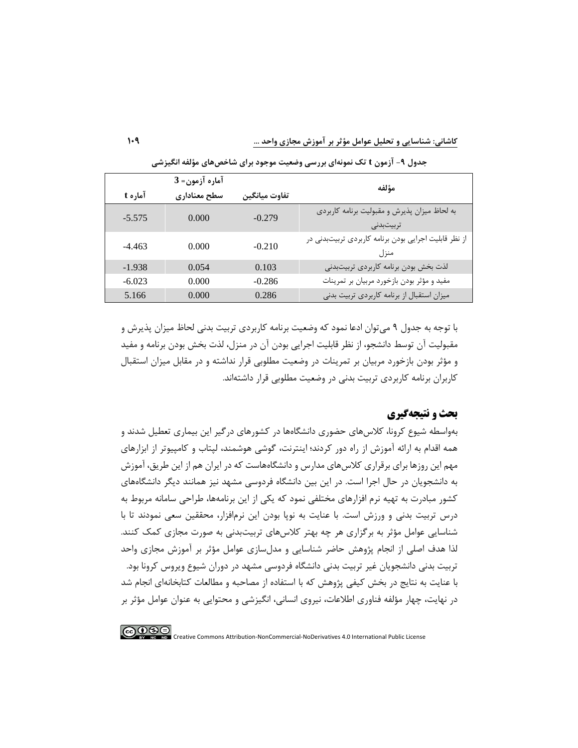جدول ۹- آزمون t تک نمونه‌ای بررسی وضعیت موجود برای شاخص‌های مؤلفه انگیزشی

| مؤلفه | تفاوت میانگین | آماره آزمون= 3 سطح معناداری | آماره t |
|---|---|---|---|
| به لحاظ میزان پذیرش و مقبولیت برنامه کاربردی تربیت‌بدنی | -0.279 | 0.000 | -5.575 |
| از نظر قابلیت اجرایی بودن برنامه کاربردی تربیت‌بدنی در منزل | -0.210 | 0.000 | -4.463 |
| لذت بخش بودن برنامه کاربردی تربیت‌بدنی | 0.103 | 0.054 | -1.938 |
| مفید و مؤثر بودن بازخورد مربیان بر تمرینات | -0.286 | 0.000 | -6.023 |
| میزان استقبال از برنامه کاربردی تربیت بدنی | 0.286 | 0.000 | 5.166 |

با توجه به جدول ۹ می‌توان ادعا نمود که وضعیت برنامه کاربردی تربیت بدنی لحاظ میزان پذیرش و مقبولیت آن توسط دانشجو، از نظر قابلیت اجرایی بودن آن در منزل، لذت بخش بودن برنامه و مفید و مؤثر بودن بازخورد مربیان بر تمرینات در وضعیت مطلوبی قرار نداشته و در مقابل میزان استقبال کاربران برنامه کاربردی تربیت بدنی در وضعیت مطلوبی قرار داشته‌اند.

## بحث و نتیجه‌گیری

به‌واسطه شیوع کرونا، کلاس‌های حضوری دانشگاه‌ها در کشورهای درگیر این بیماری تعطیل شدند و همه اقدام به ارائه آموزش از راه دور کردند؛ اینترنت، گوشی هوشمند، لپتاب و کامپیوتر از ابزارهای مهم این روزها برای برقراری کلاس‌های مدارس و دانشگاه‌هاست که در ایران هم از این طریق، آموزش به دانشجویان در حال اجرا است. در این بین دانشگاه فردوسی مشهد نیز همانند دیگر دانشگاه‌های کشور مبادرت به تهیه نرم افزارهای مختلفی نمود که یکی از این برنامه‌ها، طراحی سامانه مربوط به درس تربیت بدنی و ورزش است. با عنایت به نوپا بودن این نرم‌افزار، محققین سعی نمودند تا با شناسایی عوامل مؤثر به برگزاری هر چه بهتر کلاس‌های تربیت‌بدنی به صورت مجازی کمک کنند. لذا هدف اصلی از انجام پژوهش حاضر شناسایی و مدل‌سازی عوامل مؤثر بر آموزش مجازی واحد تربیت بدنی دانشجویان غیر تربیت بدنی دانشگاه فردوسی مشهد در دوران شیوع ویروس کرونا بود.
با عنایت به نتایج در بخش کیفی پژوهش که با استفاده از مصاحبه و مطالعات کتابخانه‌ای انجام شد در نهایت، چهار مؤلفه فناوری اطلاعات، نیروی انسانی، انگیزشی و محتوایی به عنوان عوامل مؤثر بر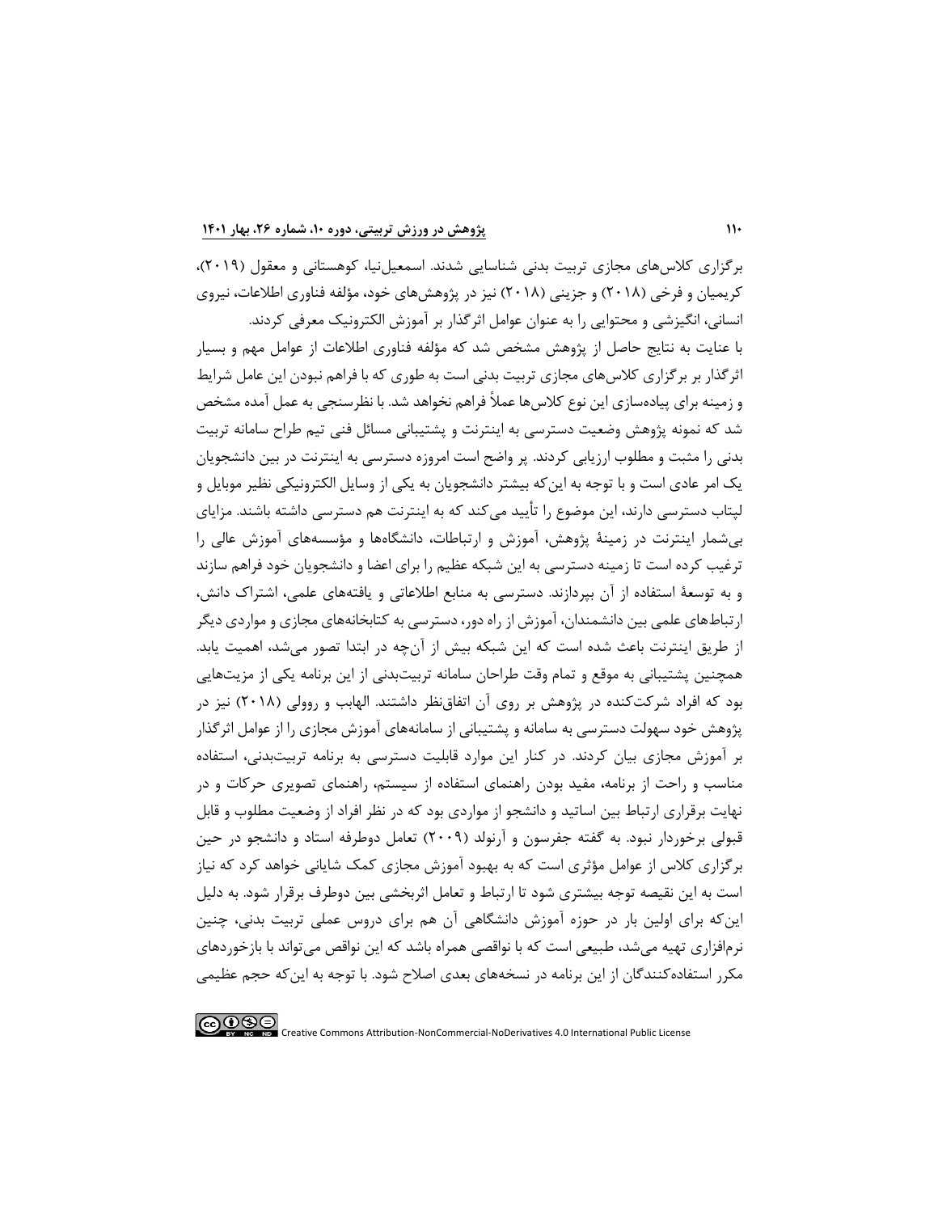برگزاری کلاس‌های مجازی تربیت بدنی شناسایی شدند. اسمعیل‌نیا، کوهستانی و معقول (۲۰۱۹)، کریمیان و فرخی (۲۰۱۸) و جزینی (۲۰۱۸) نیز در پژوهش‌های خود، مؤلفه فناوری اطلاعات، نیروی انسانی، انگیزشی و محتوایی را به عنوان عوامل اثرگذار بر آموزش الکترونیک معرفی کردند.

با عنایت به نتایج حاصل از پژوهش مشخص شد که مؤلفه فناوری اطلاعات از عوامل مهم و بسیار اثرگذار بر برگزاری کلاس‌های مجازی تربیت بدنی است به طوری که با فراهم نبودن این عامل شرایط و زمینه برای پیاده‌سازی این نوع کلاس‌ها عملاً فراهم نخواهد شد. با نظرسنجی به عمل آمده مشخص شد که نمونه پژوهش وضعیت دسترسی به اینترنت و پشتیبانی مسائل فنی تیم طراح سامانه تربیت بدنی را مثبت و مطلوب ارزیابی کردند. پر واضح است امروزه دسترسی به اینترنت در بین دانشجویان یک امر عادی است و با توجه به این‌که بیشتر دانشجویان به یکی از وسایل الکترونیکی نظیر موبایل و لپتاب دسترسی دارند، این موضوع را تأیید می‌کند که به اینترنت هم دسترسی داشته باشند. مزایای بی‌شمار اینترنت در زمینهٔ پژوهش، آموزش و ارتباطات، دانشگاه‌ها و مؤسسه‌های آموزش عالی را ترغیب کرده است تا زمینه دسترسی به این شبکه عظیم را برای اعضا و دانشجویان خود فراهم سازند و به توسعهٔ استفاده از آن بپردازند. دسترسی به منابع اطلاعاتی و یافته‌های علمی، اشتراک دانش، ارتباط‌های علمی بین دانشمندان، آموزش از راه دور، دسترسی به کتابخانه‌های مجازی و مواردی دیگر از طریق اینترنت باعث شده است که این شبکه بیش از آن‌چه در ابتدا تصور می‌شد، اهمیت یابد. همچنین پشتیبانی به موقع و تمام وقت طراحان سامانه تربیت‌بدنی از این برنامه یکی از مزیت‌هایی بود که افراد شرکت‌کننده در پژوهش بر روی آن اتفاق‌نظر داشتند. الهابب و روولی (۲۰۱۸) نیز در پژوهش خود سهولت دسترسی به سامانه و پشتیبانی از سامانه‌های آموزش مجازی را از عوامل اثرگذار بر آموزش مجازی بیان کردند. در کنار این موارد قابلیت دسترسی به برنامه تربیت‌بدنی، استفاده مناسب و راحت از برنامه، مفید بودن راهنمای استفاده از سیستم، راهنمای تصویری حرکات و در نهایت برقراری ارتباط بین اساتید و دانشجو از مواردی بود که در نظر افراد از وضعیت مطلوب و قابل قبولی برخوردار نبود. به گفته جفرسون و آرنولد (۲۰۰۹) تعامل دوطرفه استاد و دانشجو در حین برگزاری کلاس از عوامل مؤثری است که به بهبود آموزش مجازی کمک شایانی خواهد کرد که نیاز است به این نقیصه توجه بیشتری شود تا ارتباط و تعامل اثربخشی بین دوطرف برقرار شود. به دلیل این‌که برای اولین بار در حوزه آموزش دانشگاهی آن هم برای دروس عملی تربیت بدنی، چنین نرم‌افزاری تهیه می‌شد، طبیعی است که با نواقصی همراه باشد که این نواقص می‌تواند با بازخوردهای مکرر استفاده‌کنندگان از این برنامه در نسخه‌های بعدی اصلاح شود. با توجه به این‌که حجم عظیمی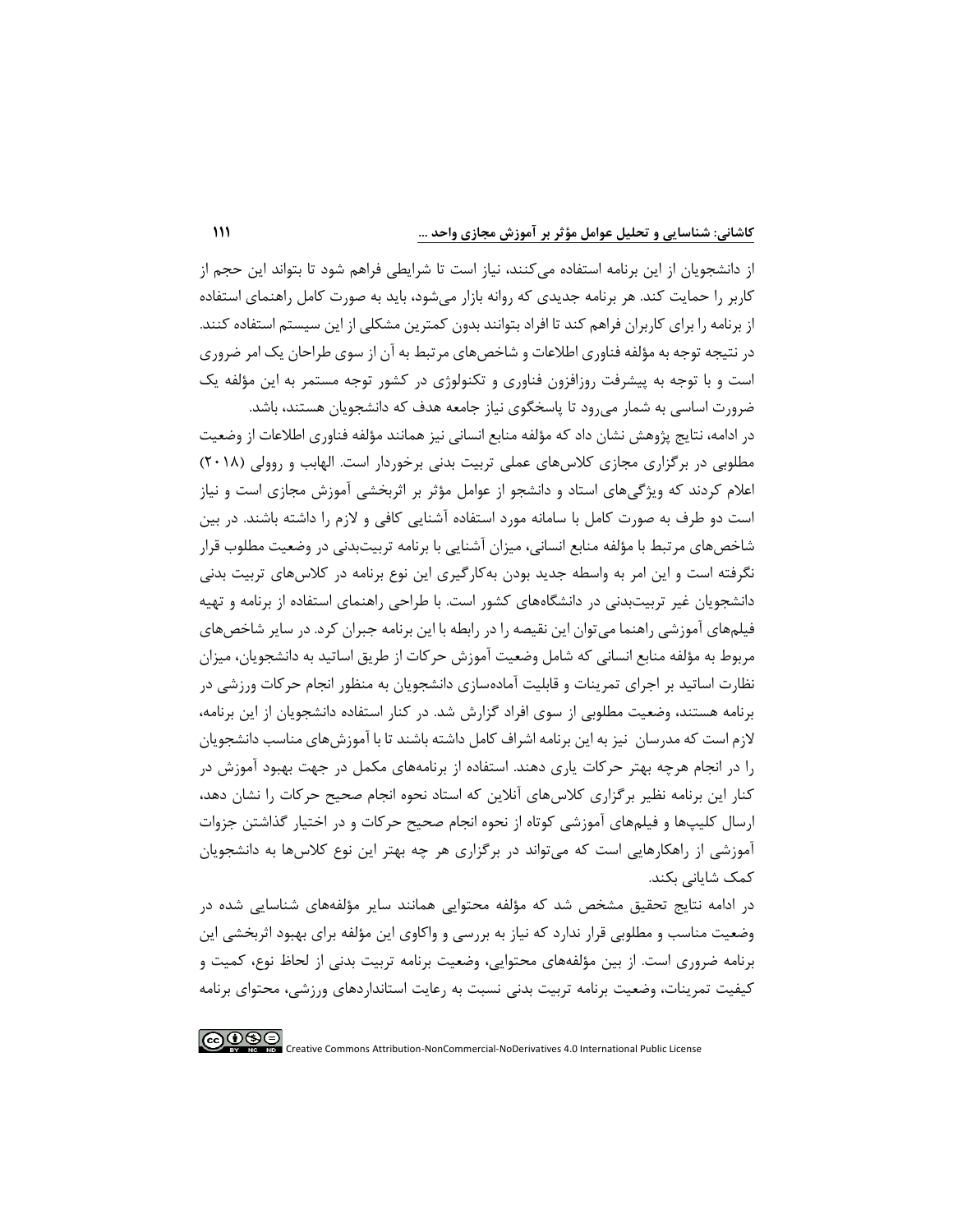از دانشجویان از این برنامه استفاده می‌کنند، نیاز است تا شرایطی فراهم شود تا بتواند این حجم از کاربر را حمایت کند. هر برنامه جدیدی که روانه بازار می‌شود، باید به صورت کامل راهنمای استفاده از برنامه را برای کاربران فراهم کند تا افراد بتوانند بدون کمترین مشکلی از این سیستم استفاده کنند. در نتیجه توجه به مؤلفه فناوری اطلاعات و شاخص‌های مرتبط به آن از سوی طراحان یک امر ضروری است و با توجه به پیشرفت روزافزون فناوری و تکنولوژی در کشور توجه مستمر به این مؤلفه یک ضرورت اساسی به شمار می‌رود تا پاسخگوی نیاز جامعه هدف که دانشجویان هستند، باشد.

در ادامه، نتایج پژوهش نشان داد که مؤلفه منابع انسانی نیز همانند مؤلفه فناوری اطلاعات از وضعیت مطلوبی در برگزاری مجازی کلاس‌های عملی تربیت بدنی برخوردار است. الهابب و روولی (۲۰۱۸) اعلام کردند که ویژگی‌های استاد و دانشجو از عوامل مؤثر بر اثربخشی آموزش مجازی است و نیاز است دو طرف به صورت کامل با سامانه مورد استفاده آشنایی کافی و لازم را داشته باشند. در بین شاخص‌های مرتبط با مؤلفه منابع انسانی، میزان آشنایی با برنامه تربیت‌بدنی در وضعیت مطلوب قرار نگرفته است و این امر به واسطه جدید بودن به‌کارگیری این نوع برنامه در کلاس‌های تربیت بدنی دانشجویان غیر تربیت‌بدنی در دانشگاه‌های کشور است. با طراحی راهنمای استفاده از برنامه و تهیه فیلم‌های آموزشی راهنما می‌توان این نقیصه را در رابطه با این برنامه جبران کرد. در سایر شاخص‌های مربوط به مؤلفه منابع انسانی که شامل وضعیت آموزش حرکات از طریق اساتید به دانشجویان، میزان نظارت اساتید بر اجرای تمرینات و قابلیت آماده‌سازی دانشجویان به منظور انجام حرکات ورزشی در برنامه هستند، وضعیت مطلوبی از سوی افراد گزارش شد. در کنار استفاده دانشجویان از این برنامه، لازم است که مدرسان نیز به این برنامه اشراف کامل داشته باشند تا با آموزش‌های مناسب دانشجویان را در انجام هرچه بهتر حرکات یاری دهند. استفاده از برنامه‌های مکمل در جهت بهبود آموزش در کنار این برنامه نظیر برگزاری کلاس‌های آنلاین که استاد نحوه انجام صحیح حرکات را نشان دهد، ارسال کلیپ‌ها و فیلم‌های آموزشی کوتاه از نحوه انجام صحیح حرکات و در اختیار گذاشتن جزوات آموزشی از راهکارهایی است که می‌تواند در برگزاری هر چه بهتر این نوع کلاس‌ها به دانشجویان کمک شایانی بکند.

در ادامه نتایج تحقیق مشخص شد که مؤلفه محتوایی همانند سایر مؤلفه‌های شناسایی شده در وضعیت مناسب و مطلوبی قرار ندارد که نیاز به بررسی و واکاوی این مؤلفه برای بهبود اثربخشی این برنامه ضروری است. از بین مؤلفه‌های محتوایی، وضعیت برنامه تربیت بدنی از لحاظ نوع، کمیت و کیفیت تمرینات، وضعیت برنامه تربیت بدنی نسبت به رعایت استانداردهای ورزشی، محتوای برنامه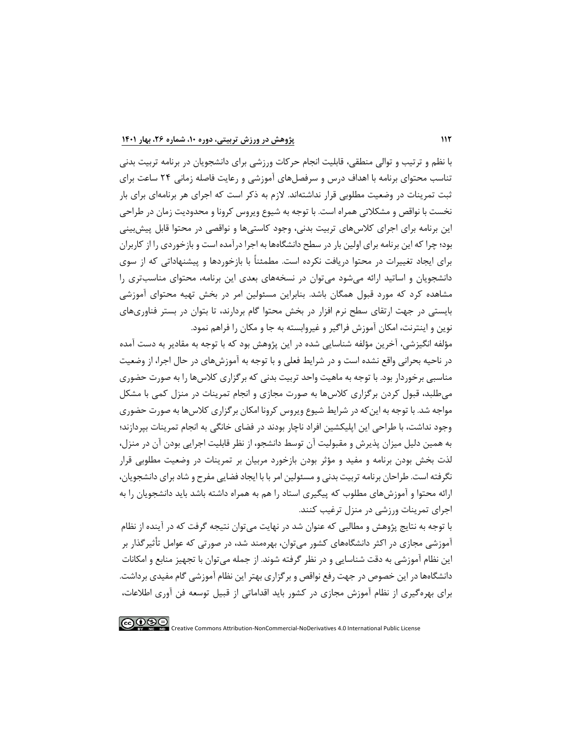با نظم و ترتیب و توالی منطقی، قابلیت انجام حرکات ورزشی برای دانشجویان در برنامه تربیت بدنی تناسب محتوای برنامه با اهداف درس و سرفصل‌های آموزشی و رعایت فاصله زمانی ۲۴ ساعت برای ثبت تمرینات در وضعیت مطلوبی قرار نداشته‌اند. لازم به ذکر است که اجرای هر برنامه‌ای برای بار نخست با نواقص و مشکلاتی همراه است. با توجه به شیوع ویروس کرونا و محدودیت زمان در طراحی این برنامه برای اجرای کلاس‌های تربیت بدنی، وجود کاستی‌ها و نواقصی در محتوا قابل پیش‌بینی بود؛ چرا که این برنامه برای اولین بار در سطح دانشگاه‌ها به اجرا درآمده است و بازخوردی را از کاربران برای ایجاد تغییرات در محتوا دریافت نکرده است. مطمئناً با بازخوردها و پیشنهاداتی که از سوی دانشجویان و اساتید ارائه می‌شود می‌توان در نسخه‌های بعدی این برنامه، محتوای مناسب‌تری را مشاهده کرد که مورد قبول همگان باشد. بنابراین مسئولین امر در بخش تهیه محتوای آموزشی بایستی در جهت ارتقای سطح نرم افزار در بخش محتوا گام بردارند، تا بتوان در بستر فناوری‌های نوین و اینترنت، امکان آموزش فراگیر و غیروابسته به جا و مکان را فراهم نمود.

مؤلفه انگیزشی، آخرین مؤلفه شناسایی شده در این پژوهش بود که با توجه به مقادیر به دست آمده در ناحیه بحرانی واقع نشده است و در شرایط فعلی و با توجه به آموزش‌های در حال اجرا، از وضعیت مناسبی برخوردار بود. با توجه به ماهیت واحد تربیت بدنی که برگزاری کلاس‌ها را به صورت حضوری می‌طلبد، قبول کردن برگزاری کلاس‌ها به صورت مجازی و انجام تمرینات در منزل کمی با مشکل مواجه شد. با توجه به این‌که در شرایط شیوع ویروس کرونا امکان برگزاری کلاس‌ها به صورت حضوری وجود نداشت، با طراحی این اپلیکشین افراد ناچار بودند در فضای خانگی به انجام تمرینات بپردازند؛ به همین دلیل میزان پذیرش و مقبولیت آن توسط دانشجو، از نظر قابلیت اجرایی بودن آن در منزل، لذت بخش بودن برنامه و مفید و مؤثر بودن بازخورد مربیان بر تمرینات در وضعیت مطلوبی قرار نگرفته است. طراحان برنامه تربیت بدنی و مسئولین امر با با ایجاد فضایی مفرح و شاد برای دانشجویان، ارائه محتوا و آموزش‌های مطلوب که پیگیری استاد را هم به همراه داشته باشد باید دانشجویان را به اجرای تمرینات ورزشی در منزل ترغیب کنند.

با توجه به نتایج پژوهش و مطالبی که عنوان شد در نهایت می‌توان نتیجه گرفت که در آینده از نظام آموزشی مجازی در اکثر دانشگاه‌های کشور می‌توان، بهره‌مند شد، در صورتی که عوامل تأثیرگذار بر این نظام آموزشی به دقت شناسایی و در نظر گرفته شوند. از جمله می‌توان با تجهیز منابع و امکانات دانشگاه‌ها در این خصوص در جهت رفع نواقص و برگزاری بهتر این نظام آموزشی گام مفیدی برداشت. برای بهره‌گیری از نظام آموزش مجازی در کشور باید اقداماتی از قبیل توسعه فن آوری اطلاعات،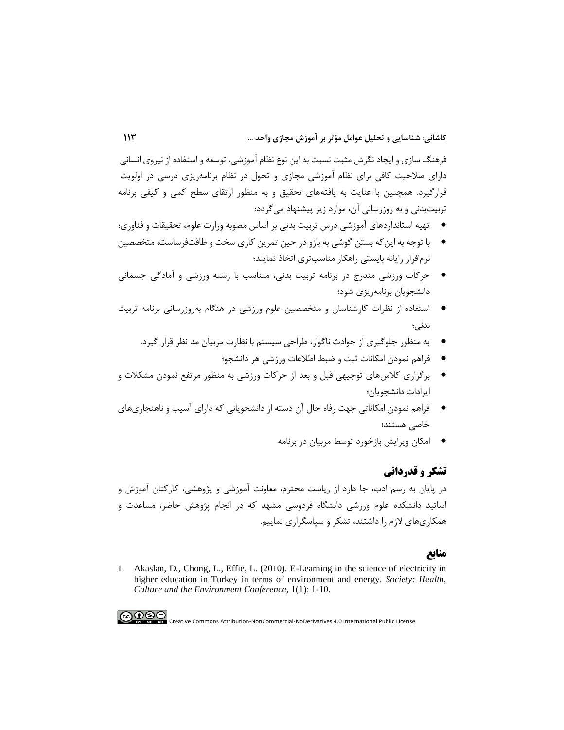فرهنگ سازی و ایجاد نگرش مثبت نسبت به این نوع نظام آموزشی، توسعه و استفاده از نیروی انسانی دارای صلاحیت کافی برای نظام آموزشی مجازی و تحول در نظام برنامه‌ریزی درسی در اولویت قرارگیرد. همچنین با عنایت به یافته‌های تحقیق و به منظور ارتقای سطح کمی و کیفی برنامه تربیت‌بدنی و به روزرسانی آن، موارد زیر پیشنهاد می‌گردد:

- تهیه استانداردهای آموزشی درس تربیت بدنی بر اساس مصوبه وزارت علوم، تحقیقات و فناوری؛
- با توجه به این‌که بستن گوشی به بازو در حین تمرین کاری سخت و طاقت‌فرساست، متخصصین نرم‌افزار رایانه بایستی راهکار مناسب‌تری اتخاذ نمایند؛
- حرکات ورزشی مندرج در برنامه تربیت بدنی، متناسب با رشته ورزشی و آمادگی جسمانی دانشجویان برنامه‌ریزی شود؛
- استفاده از نظرات کارشناسان و متخصصین علوم ورزشی در هنگام به‌روزرسانی برنامه تربیت بدنی؛
- به منظور جلوگیری از حوادث ناگوار، طراحی سیستم با نظارت مربیان مد نظر قرار گیرد.
- فراهم نمودن امکانات ثبت و ضبط اطلاعات ورزشی هر دانشجو؛
- برگزاری کلاس‌های توجیهی قبل و بعد از حرکات ورزشی به منظور مرتفع نمودن مشکلات و ایرادات دانشجویان؛
- فراهم نمودن امکاناتی جهت رفاه حال آن دسته از دانشجویانی که دارای آسیب و ناهنجاری‌های خاصی هستند؛
- امکان ویرایش بازخورد توسط مربیان در برنامه

## تشکر و قدردانی

در پایان به رسم ادب، جا دارد از ریاست محترم، معاونت آموزشی و پژوهشی، کارکنان آموزش و اساتید دانشکده علوم ورزشی دانشگاه فردوسی مشهد که در انجام پژوهش حاضر، مساعدت و همکاری‌های لازم را داشتند، تشکر و سپاسگزاری نماییم.

## منابع

1. Akaslan, D., Chong, L., Effie, L. (2010). E-Learning in the science of electricity in higher education in Turkey in terms of environment and energy. *Society: Health, Culture and the Environment Conference*, 1(1): 1-10.

Creative Commons Attribution-NonCommercial-NoDerivatives 4.0 International Public License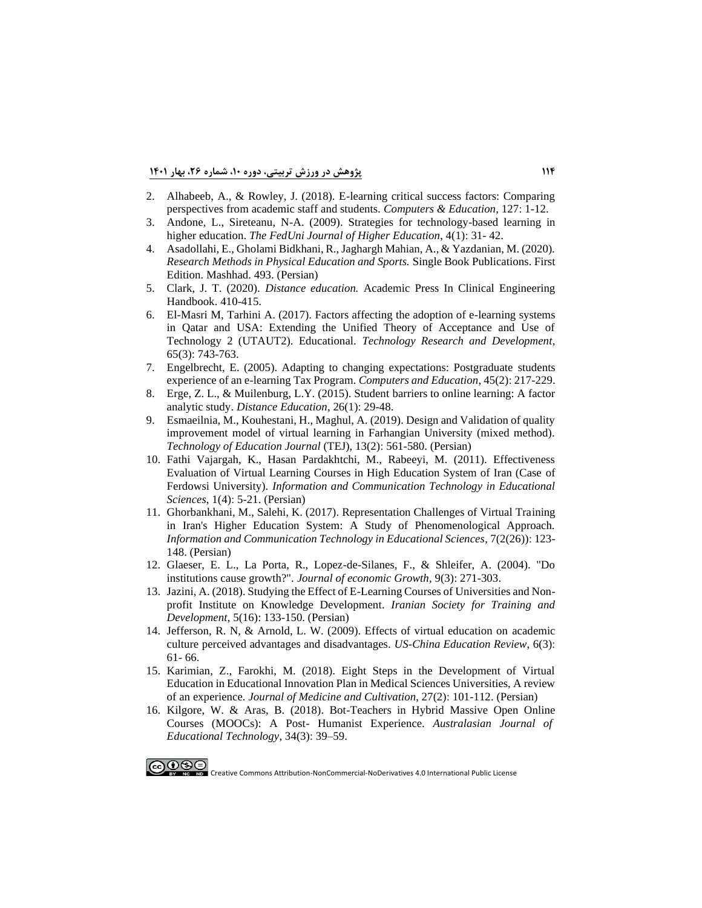2. Alhabeeb, A., & Rowley, J. (2018). E-learning critical success factors: Comparing perspectives from academic staff and students. *Computers & Education*, 127: 1-12.
3. Andone, L., Sireteanu, N-A. (2009). Strategies for technology-based learning in higher education. *The FedUni Journal of Higher Education*, 4(1): 31- 42.
4. Asadollahi, E., Gholami Bidkhani, R., Jaghargh Mahian, A., & Yazdanian, M. (2020). *Research Methods in Physical Education and Sports.* Single Book Publications. First Edition. Mashhad. 493. (Persian)
5. Clark, J. T. (2020). *Distance education.* Academic Press In Clinical Engineering Handbook. 410-415.
6. El-Masri M, Tarhini A. (2017). Factors affecting the adoption of e-learning systems in Qatar and USA: Extending the Unified Theory of Acceptance and Use of Technology 2 (UTAUT2). Educational. *Technology Research and Development*, 65(3): 743-763.
7. Engelbrecht, E. (2005). Adapting to changing expectations: Postgraduate students experience of an e-learning Tax Program. *Computers and Education*, 45(2): 217-229.
8. Erge, Z. L., & Muilenburg, L.Y. (2015). Student barriers to online learning: A factor analytic study. *Distance Education*, 26(1): 29-48.
9. Esmaeilnia, M., Kouhestani, H., Maghul, A. (2019). Design and Validation of quality improvement model of virtual learning in Farhangian University (mixed method). *Technology of Education Journal* (TEJ), 13(2): 561-580. (Persian)
10. Fathi Vajargah, K., Hasan Pardakhtchi, M., Rabeeyi, M. (2011). Effectiveness Evaluation of Virtual Learning Courses in High Education System of Iran (Case of Ferdowsi University). *Information and Communication Technology in Educational Sciences*, 1(4): 5-21. (Persian)
11. Ghorbankhani, M., Salehi, K. (2017). Representation Challenges of Virtual Training in Iran's Higher Education System: A Study of Phenomenological Approach. *Information and Communication Technology in Educational Sciences*, 7(2(26)): 123-148. (Persian)
12. Glaeser, E. L., La Porta, R., Lopez-de-Silanes, F., & Shleifer, A. (2004). "Do institutions cause growth?". *Journal of economic Growth*, 9(3): 271-303.
13. Jazini, A. (2018). Studying the Effect of E-Learning Courses of Universities and Non-profit Institute on Knowledge Development. *Iranian Society for Training and Development*, 5(16): 133-150. (Persian)
14. Jefferson, R. N, & Arnold, L. W. (2009). Effects of virtual education on academic culture perceived advantages and disadvantages. *US-China Education Review*, 6(3): 61- 66.
15. Karimian, Z., Farokhi, M. (2018). Eight Steps in the Development of Virtual Education in Educational Innovation Plan in Medical Sciences Universities, A review of an experience. *Journal of Medicine and Cultivation*, 27(2): 101-112. (Persian)
16. Kilgore, W. & Aras, B. (2018). Bot-Teachers in Hybrid Massive Open Online Courses (MOOCs): A Post- Humanist Experience. *Australasian Journal of Educational Technology*, 34(3): 39–59.

Creative Commons Attribution-NonCommercial-NoDerivatives 4.0 International Public License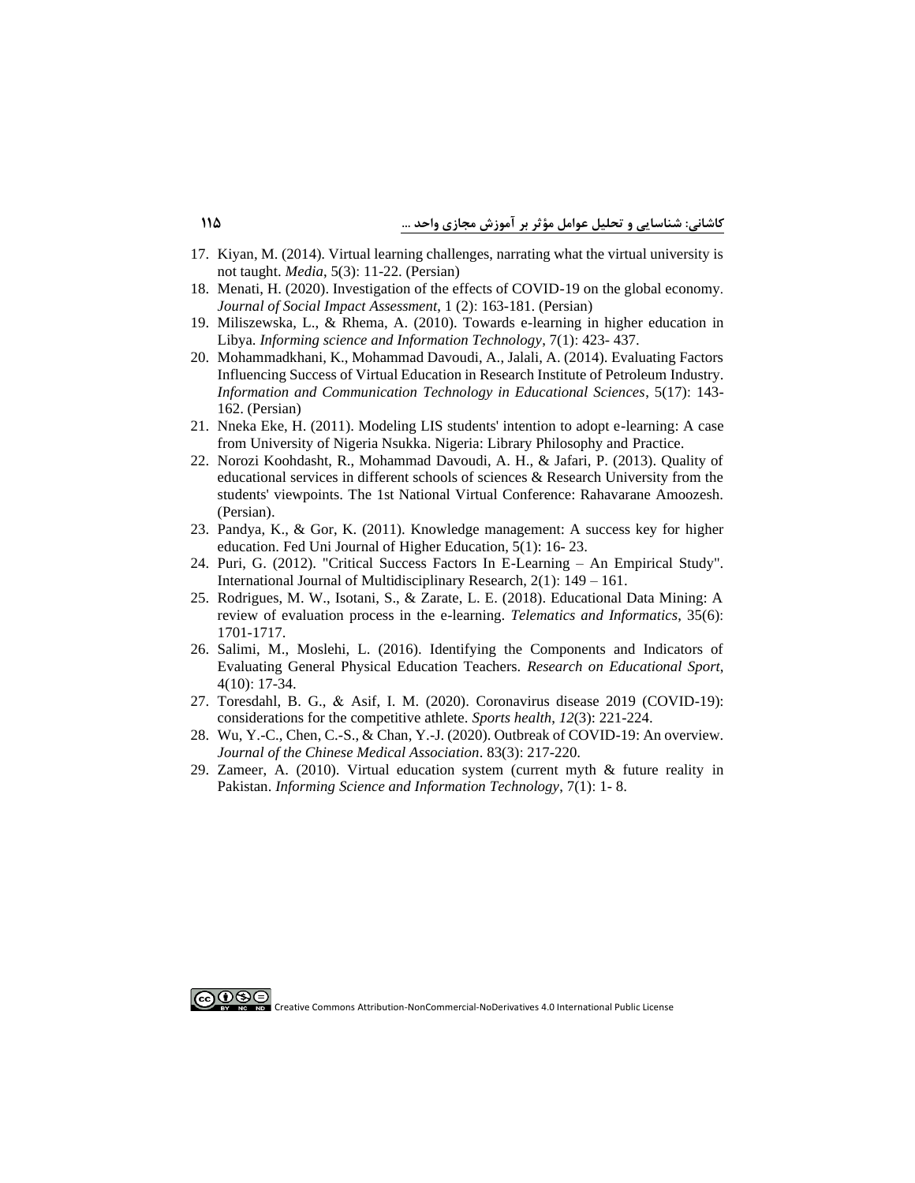17. Kiyan, M. (2014). Virtual learning challenges, narrating what the virtual university is not taught. *Media*, 5(3): 11-22. (Persian)
18. Menati, H. (2020). Investigation of the effects of COVID-19 on the global economy. *Journal of Social Impact Assessment*, 1 (2): 163-181. (Persian)
19. Miliszewska, L., & Rhema, A. (2010). Towards e-learning in higher education in Libya. *Informing science and Information Technology*, 7(1): 423- 437.
20. Mohammadkhani, K., Mohammad Davoudi, A., Jalali, A. (2014). Evaluating Factors Influencing Success of Virtual Education in Research Institute of Petroleum Industry. *Information and Communication Technology in Educational Sciences*, 5(17): 143-162. (Persian)
21. Nneka Eke, H. (2011). Modeling LIS students' intention to adopt e-learning: A case from University of Nigeria Nsukka. Nigeria: Library Philosophy and Practice.
22. Norozi Koohdasht, R., Mohammad Davoudi, A. H., & Jafari, P. (2013). Quality of educational services in different schools of sciences & Research University from the students' viewpoints. The 1st National Virtual Conference: Rahavarane Amoozesh. (Persian).
23. Pandya, K., & Gor, K. (2011). Knowledge management: A success key for higher education. Fed Uni Journal of Higher Education, 5(1): 16- 23.
24. Puri, G. (2012). "Critical Success Factors In E-Learning – An Empirical Study". International Journal of Multidisciplinary Research, 2(1): 149 – 161.
25. Rodrigues, M. W., Isotani, S., & Zarate, L. E. (2018). Educational Data Mining: A review of evaluation process in the e-learning. *Telematics and Informatics*, 35(6): 1701-1717.
26. Salimi, M., Moslehi, L. (2016). Identifying the Components and Indicators of Evaluating General Physical Education Teachers. *Research on Educational Sport*, 4(10): 17-34.
27. Toresdahl, B. G., & Asif, I. M. (2020). Coronavirus disease 2019 (COVID-19): considerations for the competitive athlete. *Sports health*, *12*(3): 221-224.
28. Wu, Y.-C., Chen, C.-S., & Chan, Y.-J. (2020). Outbreak of COVID-19: An overview. *Journal of the Chinese Medical Association*. 83(3): 217-220.
29. Zameer, A. (2010). Virtual education system (current myth & future reality in Pakistan. *Informing Science and Information Technology*, 7(1): 1- 8.

Creative Commons Attribution-NonCommercial-NoDerivatives 4.0 International Public License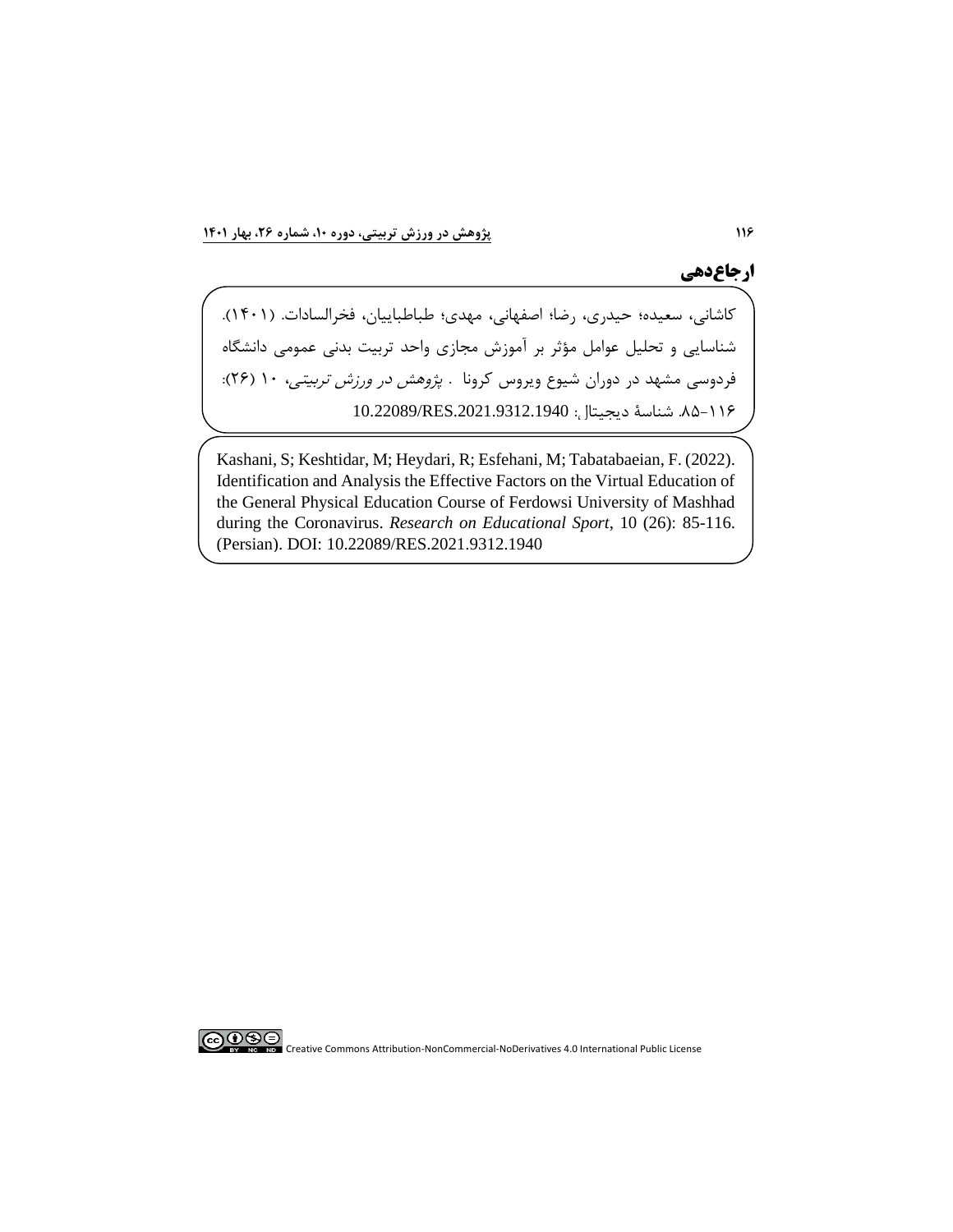## ارجاع‌دهی

کاشانی، سعیده؛ حیدری، رضا؛ اصفهانی، مهدی؛ طباطباییان، فخرالسادات. (۱۴۰۱). شناسایی و تحلیل عوامل مؤثر بر آموزش مجازی واحد تربیت بدنی عمومی دانشگاه فردوسی مشهد در دوران شیوع ویروس کرونا . *پژوهش در ورزش تربیتی*، ۱۰ (۲۶): ۱۱۶-۸۵. شناسهٔ دیجیتال: 10.22089/RES.2021.9312.1940

Kashani, S; Keshtidar, M; Heydari, R; Esfehani, M; Tabatabaeian, F. (2022). Identification and Analysis the Effective Factors on the Virtual Education of the General Physical Education Course of Ferdowsi University of Mashhad during the Coronavirus. *Research on Educational Sport*, 10 (26): 85-116. (Persian). DOI: 10.22089/RES.2021.9312.1940

Creative Commons Attribution-NonCommercial-NoDerivatives 4.0 International Public License